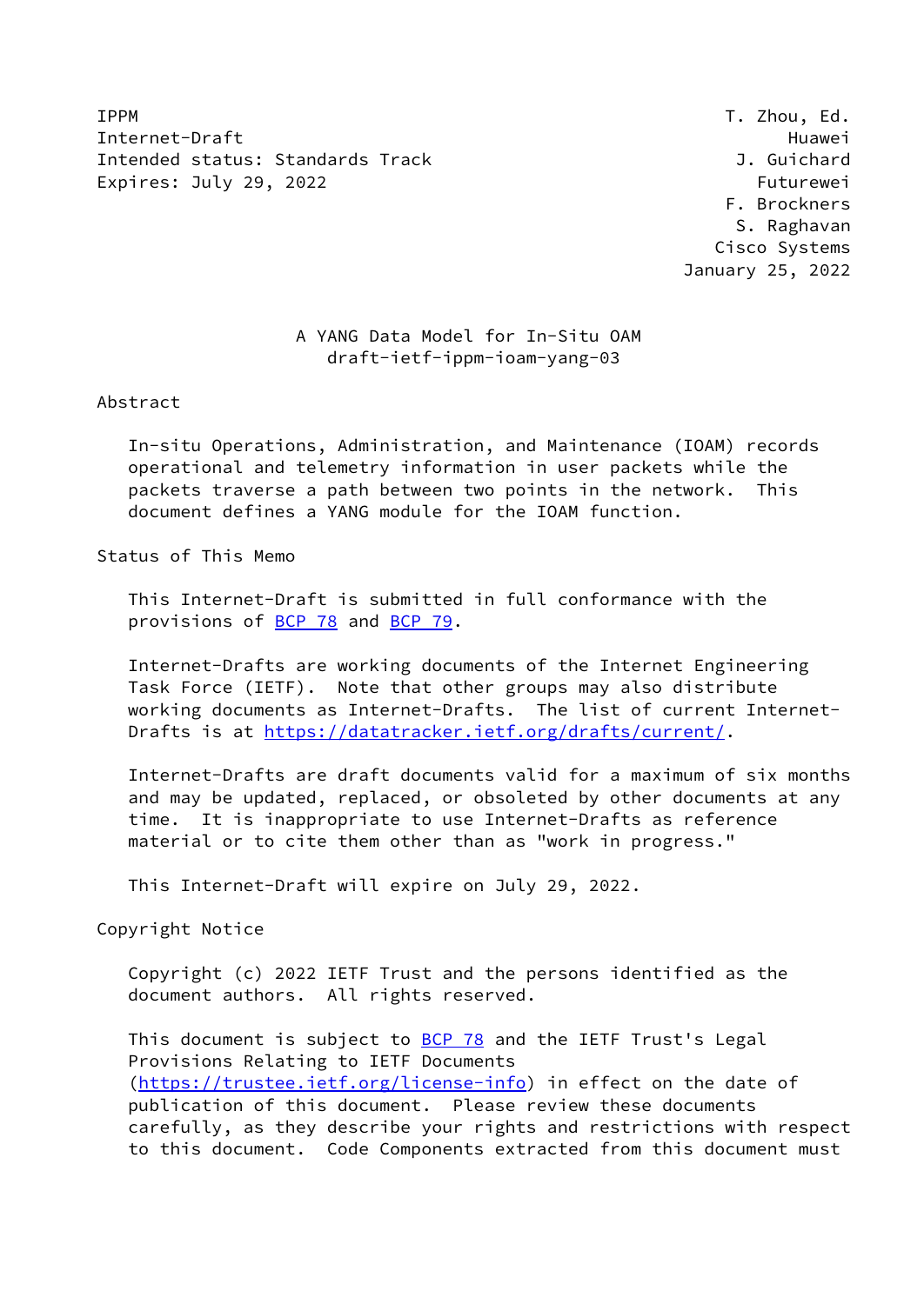IPPM T. Zhou, Ed.
Internet-Draft Huawei
Intended status: Standards Track J. Guichard
Expires: July 29, 2022 Futurewei
F. Brockners
S. Raghavan
Cisco Systems
January 25, 2022

# A YANG Data Model for In-Situ OAM
draft-ietf-ippm-ioam-yang-03

## Abstract

In-situ Operations, Administration, and Maintenance (IOAM) records operational and telemetry information in user packets while the packets traverse a path between two points in the network. This document defines a YANG module for the IOAM function.

## Status of This Memo

This Internet-Draft is submitted in full conformance with the provisions of BCP 78 and BCP 79.

Internet-Drafts are working documents of the Internet Engineering Task Force (IETF). Note that other groups may also distribute working documents as Internet-Drafts. The list of current Internet-Drafts is at https://datatracker.ietf.org/drafts/current/.

Internet-Drafts are draft documents valid for a maximum of six months and may be updated, replaced, or obsoleted by other documents at any time. It is inappropriate to use Internet-Drafts as reference material or to cite them other than as "work in progress."

This Internet-Draft will expire on July 29, 2022.

## Copyright Notice

Copyright (c) 2022 IETF Trust and the persons identified as the document authors. All rights reserved.

This document is subject to BCP 78 and the IETF Trust's Legal Provisions Relating to IETF Documents (https://trustee.ietf.org/license-info) in effect on the date of publication of this document. Please review these documents carefully, as they describe your rights and restrictions with respect to this document. Code Components extracted from this document must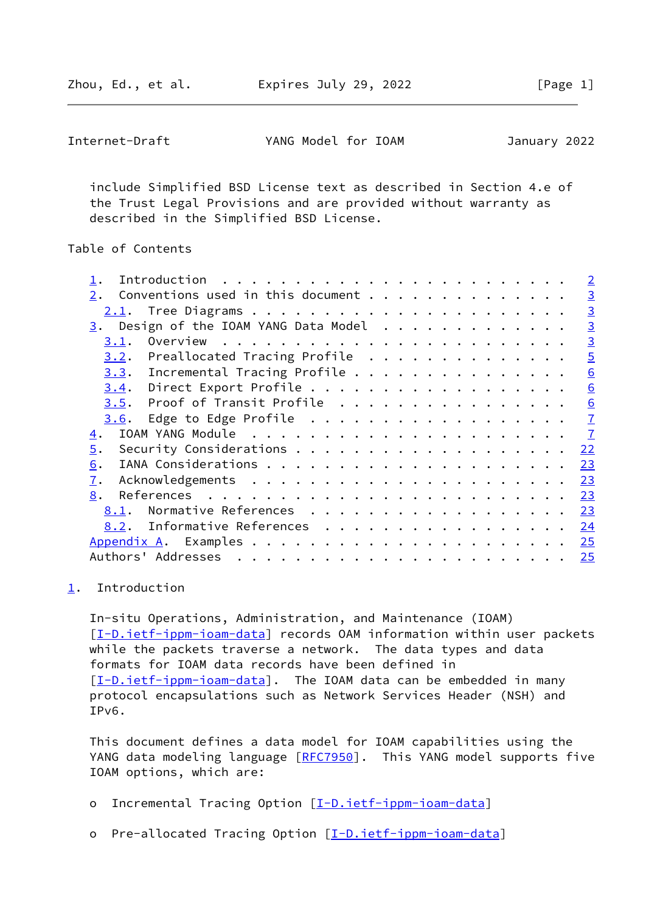include Simplified BSD License text as described in Section 4.e of the Trust Legal Provisions and are provided without warranty as described in the Simplified BSD License.

## Table of Contents

- 1. Introduction . . . . . . . . . . . . . . . . . . . . . . . . 2
- 2. Conventions used in this document . . . . . . . . . . . . . . 3
  - 2.1. Tree Diagrams . . . . . . . . . . . . . . . . . . . . . . 3
- 3. Design of the IOAM YANG Data Model . . . . . . . . . . . . . 3
  - 3.1. Overview . . . . . . . . . . . . . . . . . . . . . . . . 3
  - 3.2. Preallocated Tracing Profile . . . . . . . . . . . . . . 5
  - 3.3. Incremental Tracing Profile . . . . . . . . . . . . . . . 6
  - 3.4. Direct Export Profile . . . . . . . . . . . . . . . . . . 6
  - 3.5. Proof of Transit Profile . . . . . . . . . . . . . . . . 6
  - 3.6. Edge to Edge Profile . . . . . . . . . . . . . . . . . . 7
- 4. IOAM YANG Module . . . . . . . . . . . . . . . . . . . . . . 7
- 5. Security Considerations . . . . . . . . . . . . . . . . . . . 22
- 6. IANA Considerations . . . . . . . . . . . . . . . . . . . . . 23
- 7. Acknowledgements . . . . . . . . . . . . . . . . . . . . . . 23
- 8. References . . . . . . . . . . . . . . . . . . . . . . . . . 23
  - 8.1. Normative References . . . . . . . . . . . . . . . . . . 23
  - 8.2. Informative References . . . . . . . . . . . . . . . . . 24
- Appendix A. Examples . . . . . . . . . . . . . . . . . . . . . . 25
- Authors' Addresses . . . . . . . . . . . . . . . . . . . . . . . 25

## 1. Introduction

In-situ Operations, Administration, and Maintenance (IOAM) [I-D.ietf-ippm-ioam-data] records OAM information within user packets while the packets traverse a network. The data types and data formats for IOAM data records have been defined in [I-D.ietf-ippm-ioam-data]. The IOAM data can be embedded in many protocol encapsulations such as Network Services Header (NSH) and IPv6.

This document defines a data model for IOAM capabilities using the YANG data modeling language [RFC7950]. This YANG model supports five IOAM options, which are:

- o Incremental Tracing Option [I-D.ietf-ippm-ioam-data]
- o Pre-allocated Tracing Option [I-D.ietf-ippm-ioam-data]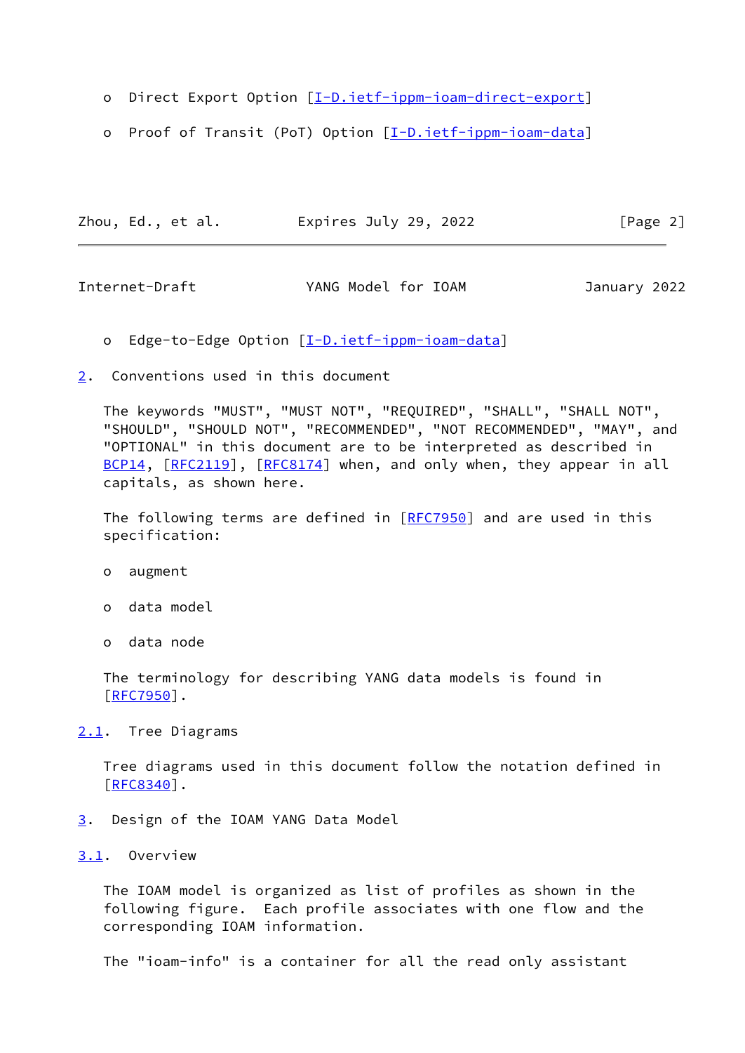- Direct Export Option [I-D.ietf-ippm-ioam-direct-export]

- Proof of Transit (PoT) Option [I-D.ietf-ippm-ioam-data]

- Edge-to-Edge Option [I-D.ietf-ippm-ioam-data]

## 2. Conventions used in this document

The keywords "MUST", "MUST NOT", "REQUIRED", "SHALL", "SHALL NOT", "SHOULD", "SHOULD NOT", "RECOMMENDED", "NOT RECOMMENDED", "MAY", and "OPTIONAL" in this document are to be interpreted as described in BCP14, [RFC2119], [RFC8174] when, and only when, they appear in all capitals, as shown here.

The following terms are defined in [RFC7950] and are used in this specification:

- augment

- data model

- data node

The terminology for describing YANG data models is found in [RFC7950].

### 2.1. Tree Diagrams

Tree diagrams used in this document follow the notation defined in [RFC8340].

## 3. Design of the IOAM YANG Data Model

### 3.1. Overview

The IOAM model is organized as list of profiles as shown in the following figure. Each profile associates with one flow and the corresponding IOAM information.

The "ioam-info" is a container for all the read only assistant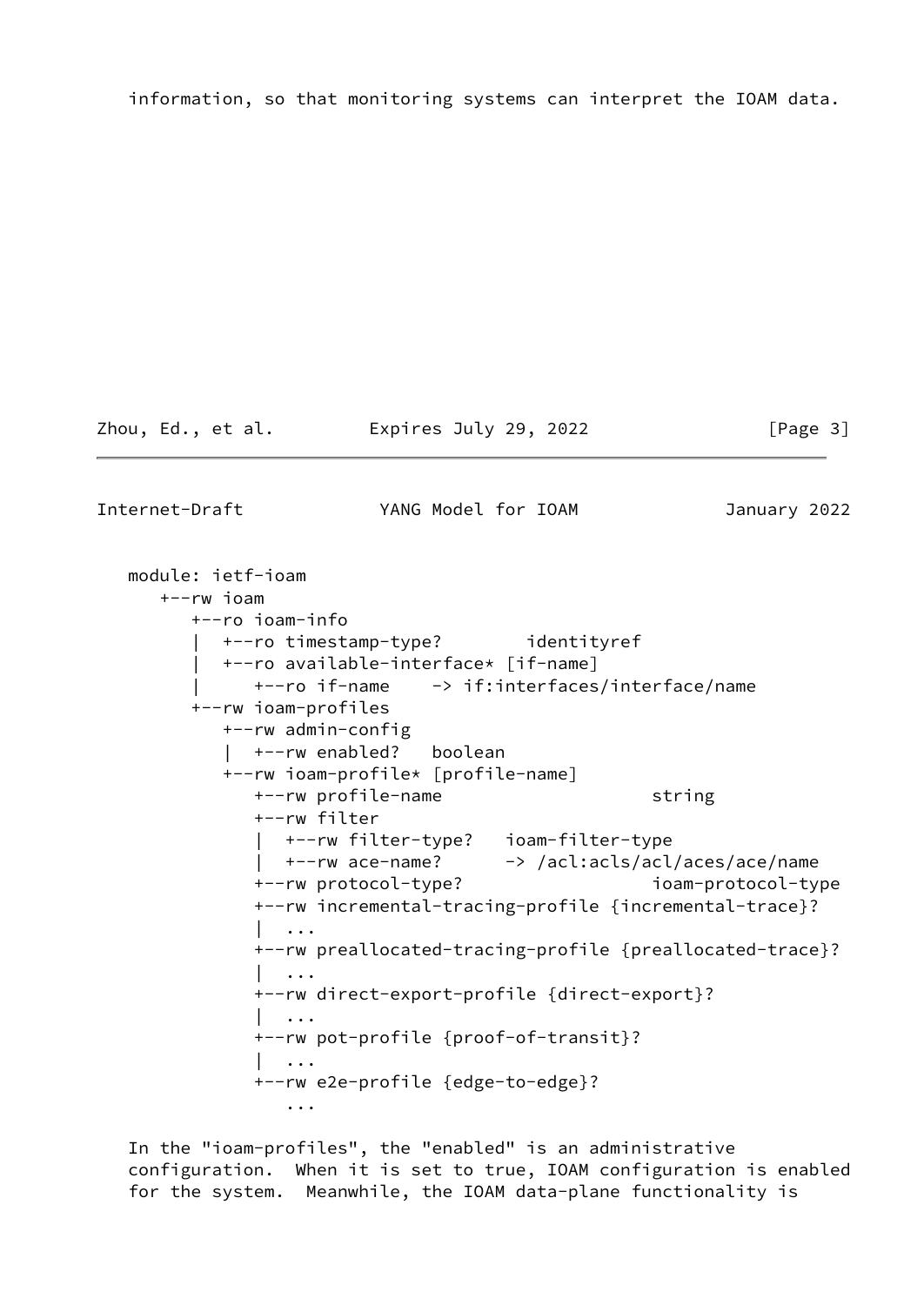information, so that monitoring systems can interpret the IOAM data.

```
module: ietf-ioam
   +--rw ioam
      +--ro ioam-info
      |  +--ro timestamp-type?        identityref
      |  +--ro available-interface* [if-name]
      |     +--ro if-name    -> if:interfaces/interface/name
      +--rw ioam-profiles
         +--rw admin-config
         |  +--rw enabled?   boolean
         +--rw ioam-profile* [profile-name]
            +--rw profile-name                    string
            +--rw filter
            |  +--rw filter-type?   ioam-filter-type
            |  +--rw ace-name?      -> /acl:acls/acl/aces/ace/name
            +--rw protocol-type?                  ioam-protocol-type
            +--rw incremental-tracing-profile {incremental-trace}?
            |  ...
            +--rw preallocated-tracing-profile {preallocated-trace}?
            |  ...
            +--rw direct-export-profile {direct-export}?
            |  ...
            +--rw pot-profile {proof-of-transit}?
            |  ...
            +--rw e2e-profile {edge-to-edge}?
               ...
```

In the "ioam-profiles", the "enabled" is an administrative configuration. When it is set to true, IOAM configuration is enabled for the system. Meanwhile, the IOAM data-plane functionality is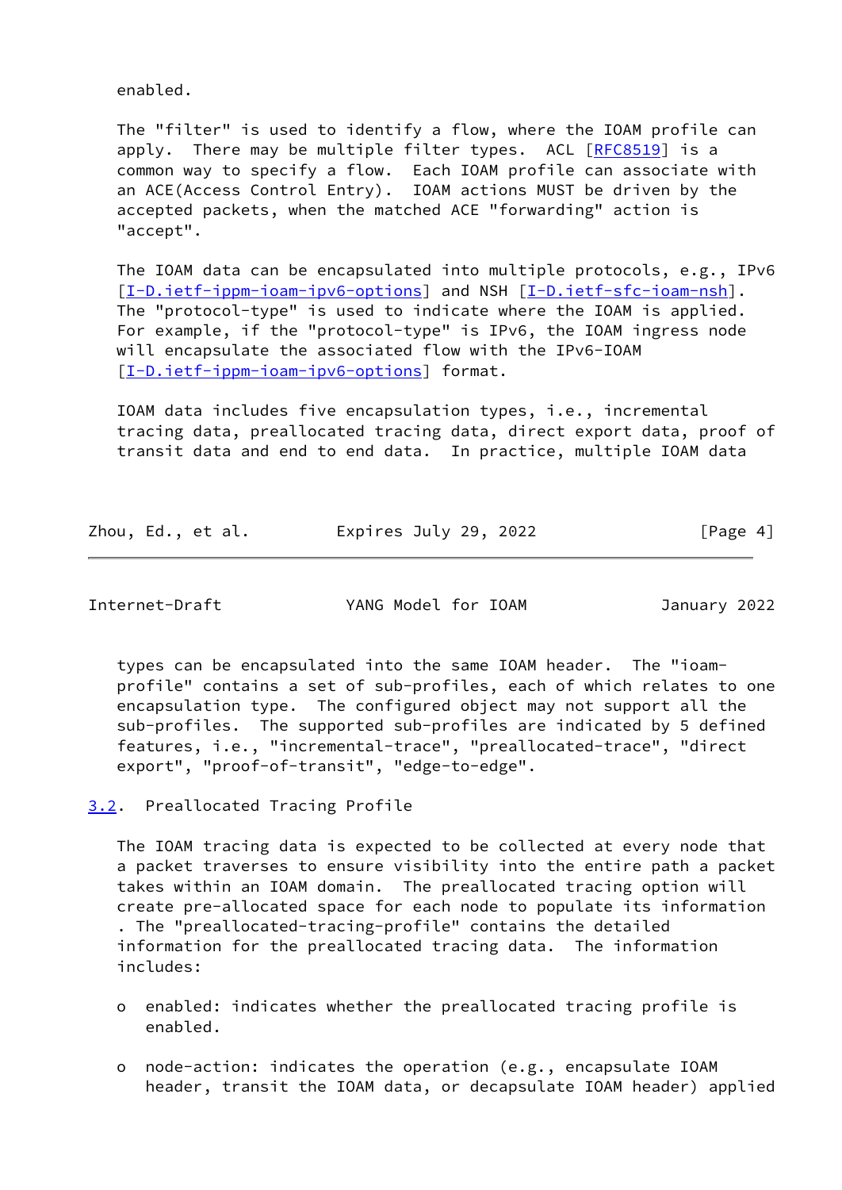enabled.

The "filter" is used to identify a flow, where the IOAM profile can apply. There may be multiple filter types. ACL [RFC8519] is a common way to specify a flow. Each IOAM profile can associate with an ACE(Access Control Entry). IOAM actions MUST be driven by the accepted packets, when the matched ACE "forwarding" action is "accept".

The IOAM data can be encapsulated into multiple protocols, e.g., IPv6 [I-D.ietf-ippm-ioam-ipv6-options] and NSH [I-D.ietf-sfc-ioam-nsh]. The "protocol-type" is used to indicate where the IOAM is applied. For example, if the "protocol-type" is IPv6, the IOAM ingress node will encapsulate the associated flow with the IPv6-IOAM [I-D.ietf-ippm-ioam-ipv6-options] format.

IOAM data includes five encapsulation types, i.e., incremental tracing data, preallocated tracing data, direct export data, proof of transit data and end to end data. In practice, multiple IOAM data types can be encapsulated into the same IOAM header. The "ioam-profile" contains a set of sub-profiles, each of which relates to one encapsulation type. The configured object may not support all the sub-profiles. The supported sub-profiles are indicated by 5 defined features, i.e., "incremental-trace", "preallocated-trace", "direct export", "proof-of-transit", "edge-to-edge".

## 3.2. Preallocated Tracing Profile

The IOAM tracing data is expected to be collected at every node that a packet traverses to ensure visibility into the entire path a packet takes within an IOAM domain. The preallocated tracing option will create pre-allocated space for each node to populate its information . The "preallocated-tracing-profile" contains the detailed information for the preallocated tracing data. The information includes:

- enabled: indicates whether the preallocated tracing profile is enabled.
- node-action: indicates the operation (e.g., encapsulate IOAM header, transit the IOAM data, or decapsulate IOAM header) applied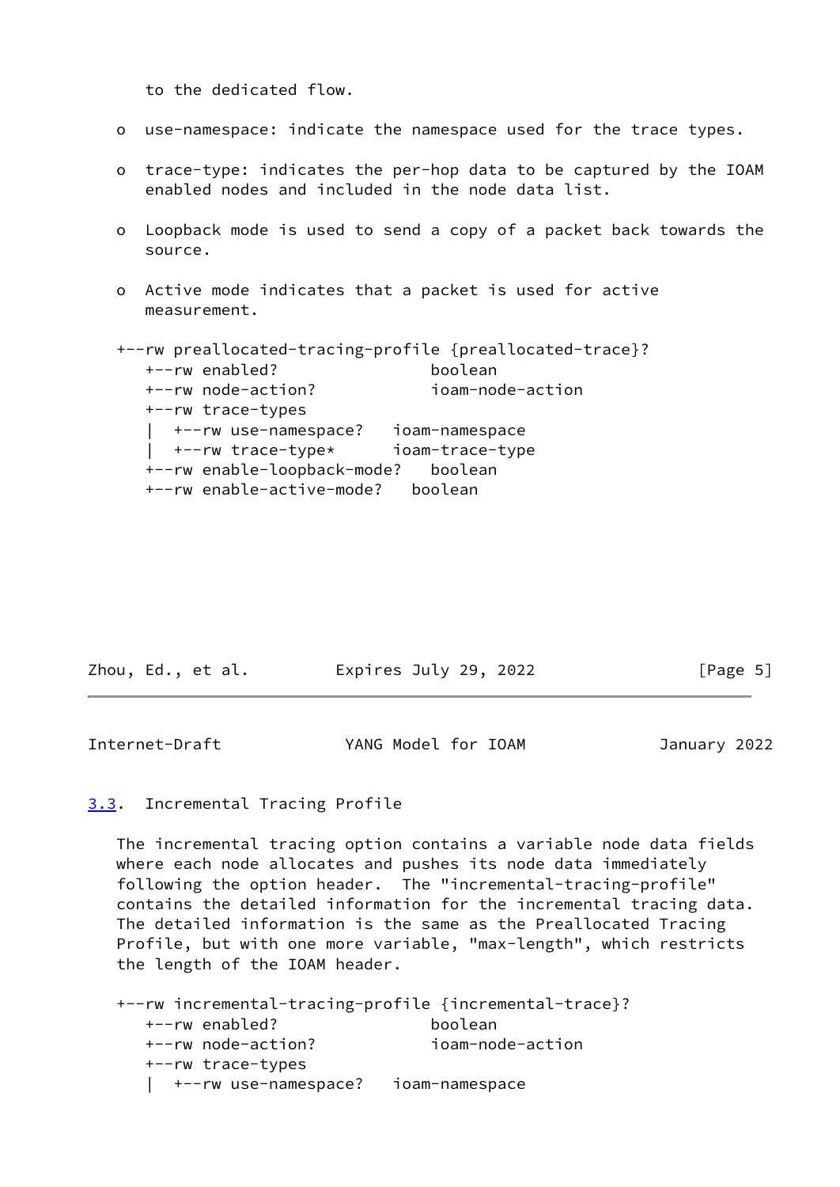to the dedicated flow.

- use-namespace: indicate the namespace used for the trace types.

- trace-type: indicates the per-hop data to be captured by the IOAM enabled nodes and included in the node data list.

- Loopback mode is used to send a copy of a packet back towards the source.

- Active mode indicates that a packet is used for active measurement.

```
+--rw preallocated-tracing-profile {preallocated-trace}?
   +--rw enabled?                boolean
   +--rw node-action?            ioam-node-action
   +--rw trace-types
   |  +--rw use-namespace?   ioam-namespace
   |  +--rw trace-type*      ioam-trace-type
   +--rw enable-loopback-mode?   boolean
   +--rw enable-active-mode?   boolean
```

### 3.3. Incremental Tracing Profile

The incremental tracing option contains a variable node data fields where each node allocates and pushes its node data immediately following the option header. The "incremental-tracing-profile" contains the detailed information for the incremental tracing data. The detailed information is the same as the Preallocated Tracing Profile, but with one more variable, "max-length", which restricts the length of the IOAM header.

```
+--rw incremental-tracing-profile {incremental-trace}?
   +--rw enabled?                boolean
   +--rw node-action?            ioam-node-action
   +--rw trace-types
   |  +--rw use-namespace?   ioam-namespace
```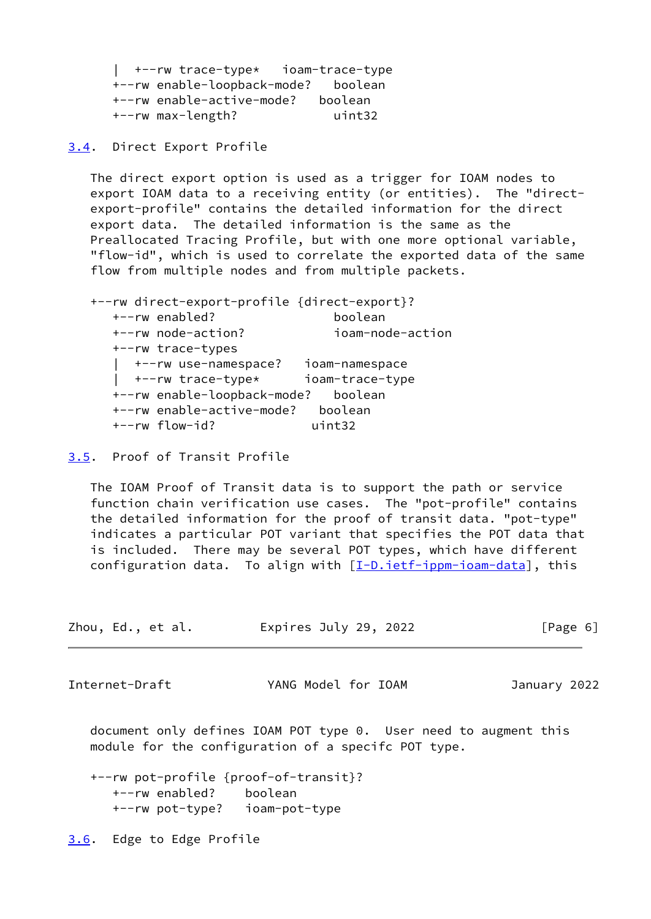```
   |  +--rw trace-type*   ioam-trace-type
   +--rw enable-loopback-mode?   boolean
   +--rw enable-active-mode?   boolean
   +--rw max-length?            uint32
```

### 3.4. Direct Export Profile

The direct export option is used as a trigger for IOAM nodes to export IOAM data to a receiving entity (or entities). The "direct-export-profile" contains the detailed information for the direct export data. The detailed information is the same as the Preallocated Tracing Profile, but with one more optional variable, "flow-id", which is used to correlate the exported data of the same flow from multiple nodes and from multiple packets.

```
+--rw direct-export-profile {direct-export}?
   +--rw enabled?               boolean
   +--rw node-action?           ioam-node-action
   +--rw trace-types
   |  +--rw use-namespace?   ioam-namespace
   |  +--rw trace-type*      ioam-trace-type
   +--rw enable-loopback-mode?   boolean
   +--rw enable-active-mode?   boolean
   +--rw flow-id?            uint32
```

### 3.5. Proof of Transit Profile

The IOAM Proof of Transit data is to support the path or service function chain verification use cases. The "pot-profile" contains the detailed information for the proof of transit data. "pot-type" indicates a particular POT variant that specifies the POT data that is included. There may be several POT types, which have different configuration data. To align with [I-D.ietf-ippm-ioam-data], this document only defines IOAM POT type 0. User need to augment this module for the configuration of a specifc POT type.

```
+--rw pot-profile {proof-of-transit}?
   +--rw enabled?    boolean
   +--rw pot-type?   ioam-pot-type
```

### 3.6. Edge to Edge Profile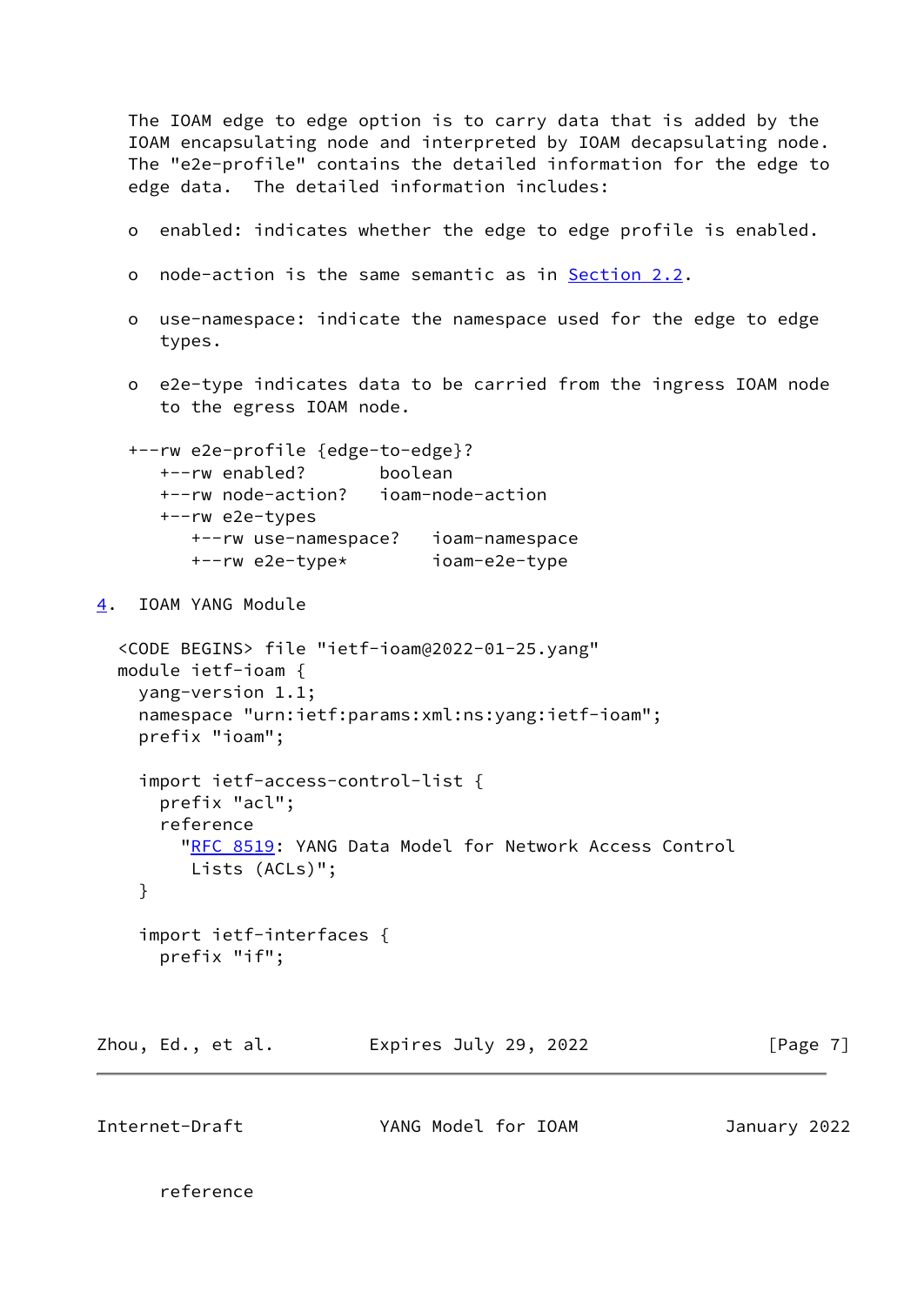The IOAM edge to edge option is to carry data that is added by the IOAM encapsulating node and interpreted by IOAM decapsulating node. The "e2e-profile" contains the detailed information for the edge to edge data. The detailed information includes:

- enabled: indicates whether the edge to edge profile is enabled.
- node-action is the same semantic as in Section 2.2.
- use-namespace: indicate the namespace used for the edge to edge types.
- e2e-type indicates data to be carried from the ingress IOAM node to the egress IOAM node.

```
+--rw e2e-profile {edge-to-edge}?
   +--rw enabled?       boolean
   +--rw node-action?   ioam-node-action
   +--rw e2e-types
      +--rw use-namespace?   ioam-namespace
      +--rw e2e-type*        ioam-e2e-type
```

## 4. IOAM YANG Module

```
<CODE BEGINS> file "ietf-ioam@2022-01-25.yang"
module ietf-ioam {
  yang-version 1.1;
  namespace "urn:ietf:params:xml:ns:yang:ietf-ioam";
  prefix "ioam";

  import ietf-access-control-list {
    prefix "acl";
    reference
      "RFC 8519: YANG Data Model for Network Access Control
       Lists (ACLs)";
  }

  import ietf-interfaces {
    prefix "if";
    reference
```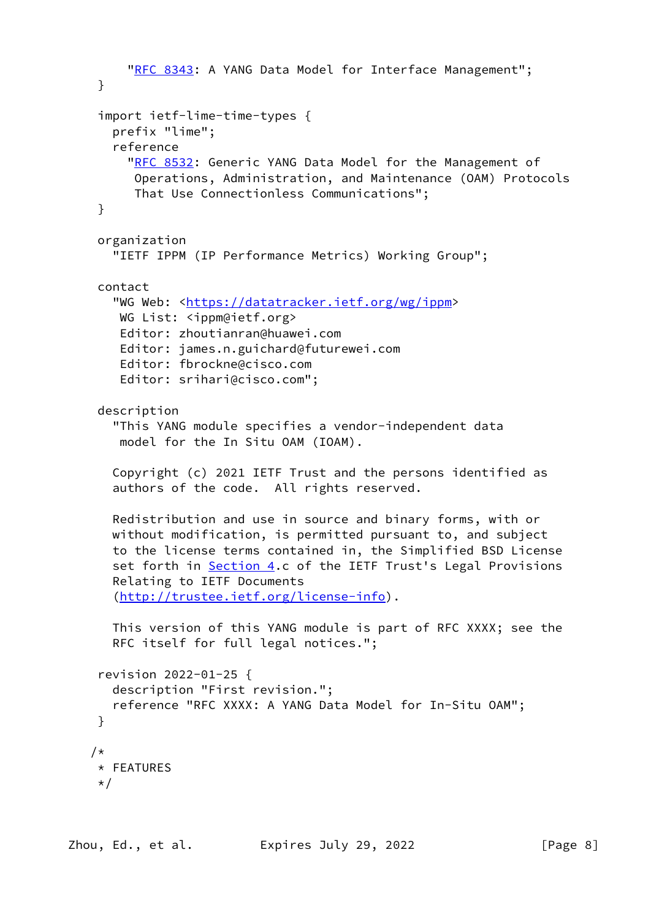```
       "RFC 8343: A YANG Data Model for Interface Management";
   }

   import ietf-lime-time-types {
     prefix "lime";
     reference
       "RFC 8532: Generic YANG Data Model for the Management of
        Operations, Administration, and Maintenance (OAM) Protocols
        That Use Connectionless Communications";
   }

   organization
     "IETF IPPM (IP Performance Metrics) Working Group";

   contact
     "WG Web: <https://datatracker.ietf.org/wg/ippm>
      WG List: <ippm@ietf.org>
      Editor: zhoutianran@huawei.com
      Editor: james.n.guichard@futurewei.com
      Editor: fbrockne@cisco.com
      Editor: srihari@cisco.com";

   description
     "This YANG module specifies a vendor-independent data
      model for the In Situ OAM (IOAM).

     Copyright (c) 2021 IETF Trust and the persons identified as
     authors of the code.  All rights reserved.

     Redistribution and use in source and binary forms, with or
     without modification, is permitted pursuant to, and subject
     to the license terms contained in, the Simplified BSD License
     set forth in Section 4.c of the IETF Trust's Legal Provisions
     Relating to IETF Documents
     (http://trustee.ietf.org/license-info).

     This version of this YANG module is part of RFC XXXX; see the
     RFC itself for full legal notices.";

   revision 2022-01-25 {
     description "First revision.";
     reference "RFC XXXX: A YANG Data Model for In-Situ OAM";
   }

  /*
   * FEATURES
   */
```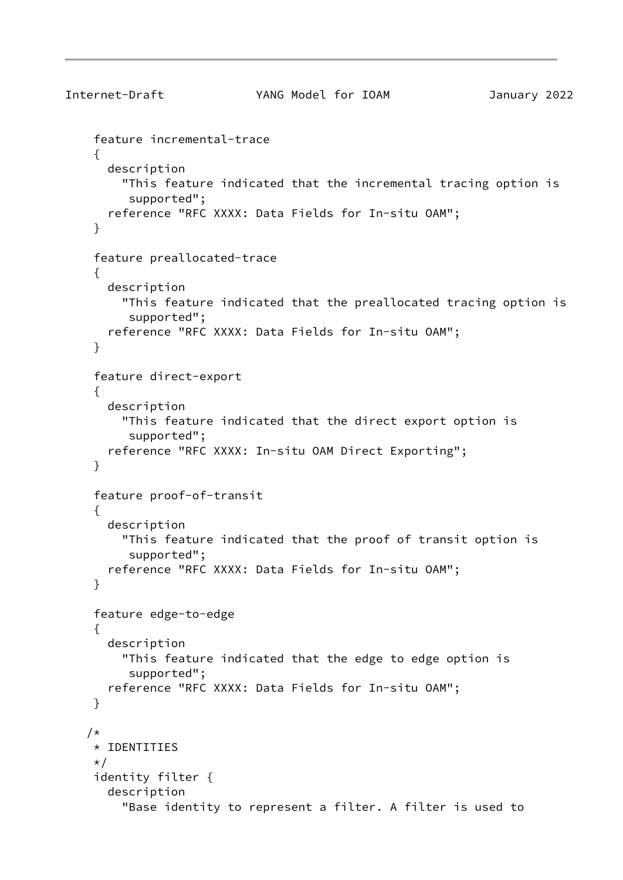```
     feature incremental-trace
     {
       description
         "This feature indicated that the incremental tracing option is
          supported";
       reference "RFC XXXX: Data Fields for In-situ OAM";
     }

     feature preallocated-trace
     {
       description
         "This feature indicated that the preallocated tracing option is
          supported";
       reference "RFC XXXX: Data Fields for In-situ OAM";
     }

     feature direct-export
     {
       description
         "This feature indicated that the direct export option is
          supported";
       reference "RFC XXXX: In-situ OAM Direct Exporting";
     }

     feature proof-of-transit
     {
       description
         "This feature indicated that the proof of transit option is
          supported";
       reference "RFC XXXX: Data Fields for In-situ OAM";
     }

     feature edge-to-edge
     {
       description
         "This feature indicated that the edge to edge option is
          supported";
       reference "RFC XXXX: Data Fields for In-situ OAM";
     }

    /*
     * IDENTITIES
     */
     identity filter {
       description
         "Base identity to represent a filter. A filter is used to
```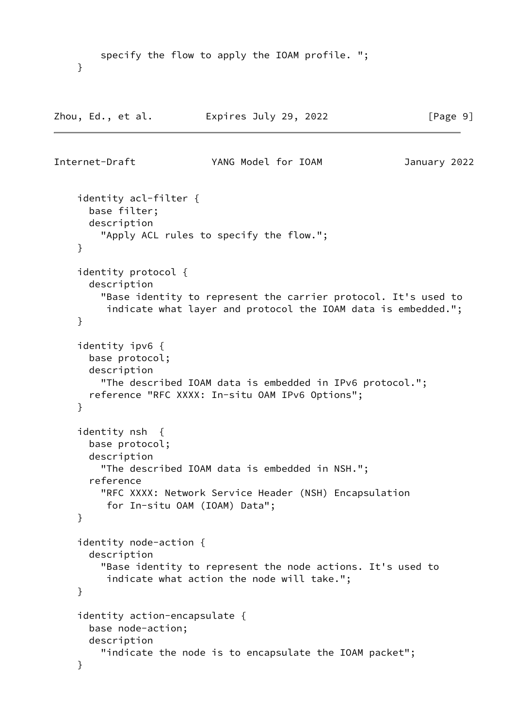```
        specify the flow to apply the IOAM profile. ";
    }
```

```
    identity acl-filter {
      base filter;
      description
        "Apply ACL rules to specify the flow.";
    }

    identity protocol {
      description
        "Base identity to represent the carrier protocol. It's used to
         indicate what layer and protocol the IOAM data is embedded.";
    }

    identity ipv6 {
      base protocol;
      description
        "The described IOAM data is embedded in IPv6 protocol.";
      reference "RFC XXXX: In-situ OAM IPv6 Options";
    }

    identity nsh  {
      base protocol;
      description
        "The described IOAM data is embedded in NSH.";
      reference
        "RFC XXXX: Network Service Header (NSH) Encapsulation
         for In-situ OAM (IOAM) Data";
    }

    identity node-action {
      description
        "Base identity to represent the node actions. It's used to
         indicate what action the node will take.";
    }

    identity action-encapsulate {
      base node-action;
      description
        "indicate the node is to encapsulate the IOAM packet";
    }
```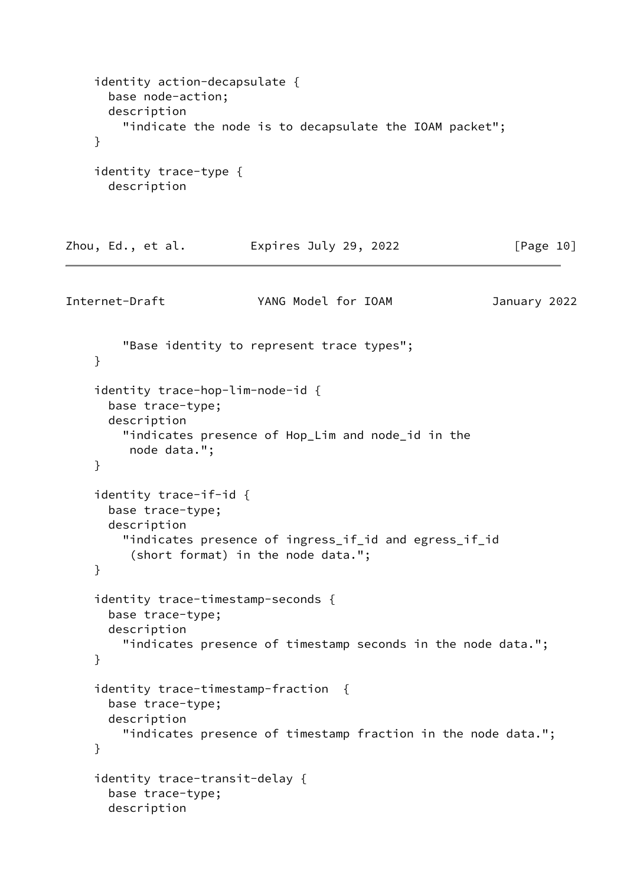```
    identity action-decapsulate {
      base node-action;
      description
        "indicate the node is to decapsulate the IOAM packet";
    }

    identity trace-type {
      description
        "Base identity to represent trace types";
    }

    identity trace-hop-lim-node-id {
      base trace-type;
      description
        "indicates presence of Hop_Lim and node_id in the
         node data.";
    }

    identity trace-if-id {
      base trace-type;
      description
        "indicates presence of ingress_if_id and egress_if_id
         (short format) in the node data.";
    }

    identity trace-timestamp-seconds {
      base trace-type;
      description
        "indicates presence of timestamp seconds in the node data.";
    }

    identity trace-timestamp-fraction  {
      base trace-type;
      description
        "indicates presence of timestamp fraction in the node data.";
    }

    identity trace-transit-delay {
      base trace-type;
      description
```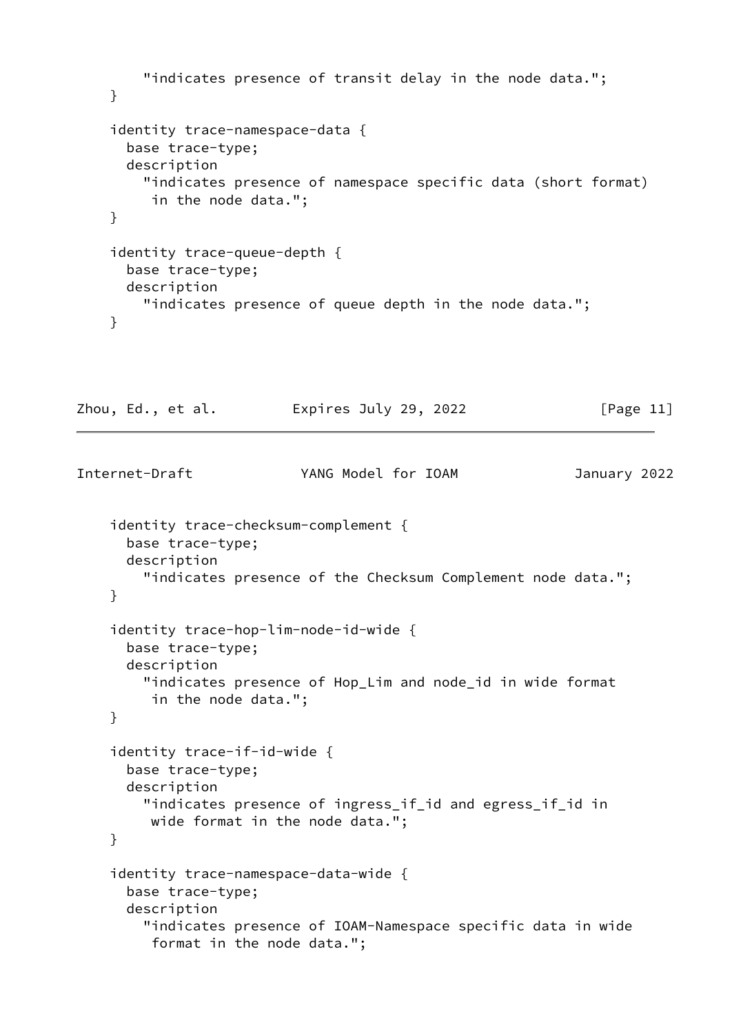```
        "indicates presence of transit delay in the node data.";
    }

    identity trace-namespace-data {
      base trace-type;
      description
        "indicates presence of namespace specific data (short format)
         in the node data.";
    }

    identity trace-queue-depth {
      base trace-type;
      description
        "indicates presence of queue depth in the node data.";
    }

    identity trace-checksum-complement {
      base trace-type;
      description
        "indicates presence of the Checksum Complement node data.";
    }

    identity trace-hop-lim-node-id-wide {
      base trace-type;
      description
        "indicates presence of Hop_Lim and node_id in wide format
         in the node data.";
    }

    identity trace-if-id-wide {
      base trace-type;
      description
        "indicates presence of ingress_if_id and egress_if_id in
         wide format in the node data.";
    }

    identity trace-namespace-data-wide {
      base trace-type;
      description
        "indicates presence of IOAM-Namespace specific data in wide
         format in the node data.";
```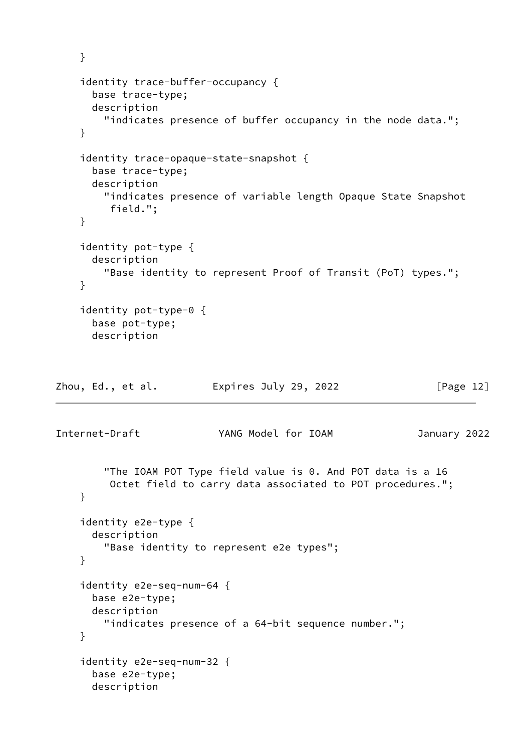```
    }

    identity trace-buffer-occupancy {
      base trace-type;
      description
        "indicates presence of buffer occupancy in the node data.";
    }

    identity trace-opaque-state-snapshot {
      base trace-type;
      description
        "indicates presence of variable length Opaque State Snapshot
         field.";
    }

    identity pot-type {
      description
        "Base identity to represent Proof of Transit (PoT) types.";
    }

    identity pot-type-0 {
      base pot-type;
      description
        "The IOAM POT Type field value is 0. And POT data is a 16
         Octet field to carry data associated to POT procedures.";
    }

    identity e2e-type {
      description
        "Base identity to represent e2e types";
    }

    identity e2e-seq-num-64 {
      base e2e-type;
      description
        "indicates presence of a 64-bit sequence number.";
    }

    identity e2e-seq-num-32 {
      base e2e-type;
      description
```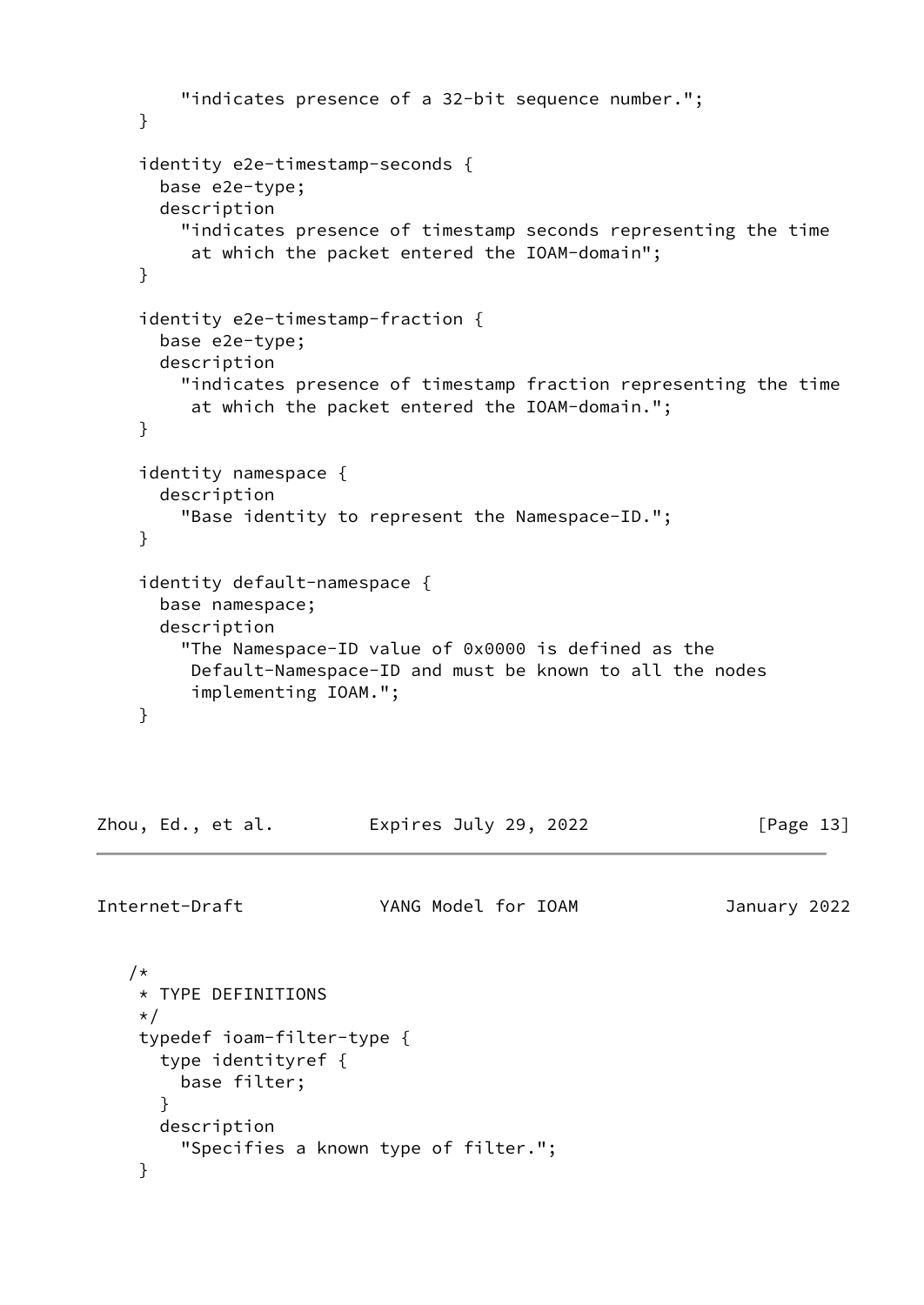```
       "indicates presence of a 32-bit sequence number.";
   }

   identity e2e-timestamp-seconds {
     base e2e-type;
     description
       "indicates presence of timestamp seconds representing the time
        at which the packet entered the IOAM-domain";
   }

   identity e2e-timestamp-fraction {
     base e2e-type;
     description
       "indicates presence of timestamp fraction representing the time
        at which the packet entered the IOAM-domain.";
   }

   identity namespace {
     description
       "Base identity to represent the Namespace-ID.";
   }

   identity default-namespace {
     base namespace;
     description
       "The Namespace-ID value of 0x0000 is defined as the
        Default-Namespace-ID and must be known to all the nodes
        implementing IOAM.";
   }
```

```
  /*
   * TYPE DEFINITIONS
   */
   typedef ioam-filter-type {
     type identityref {
       base filter;
     }
     description
       "Specifies a known type of filter.";
   }
```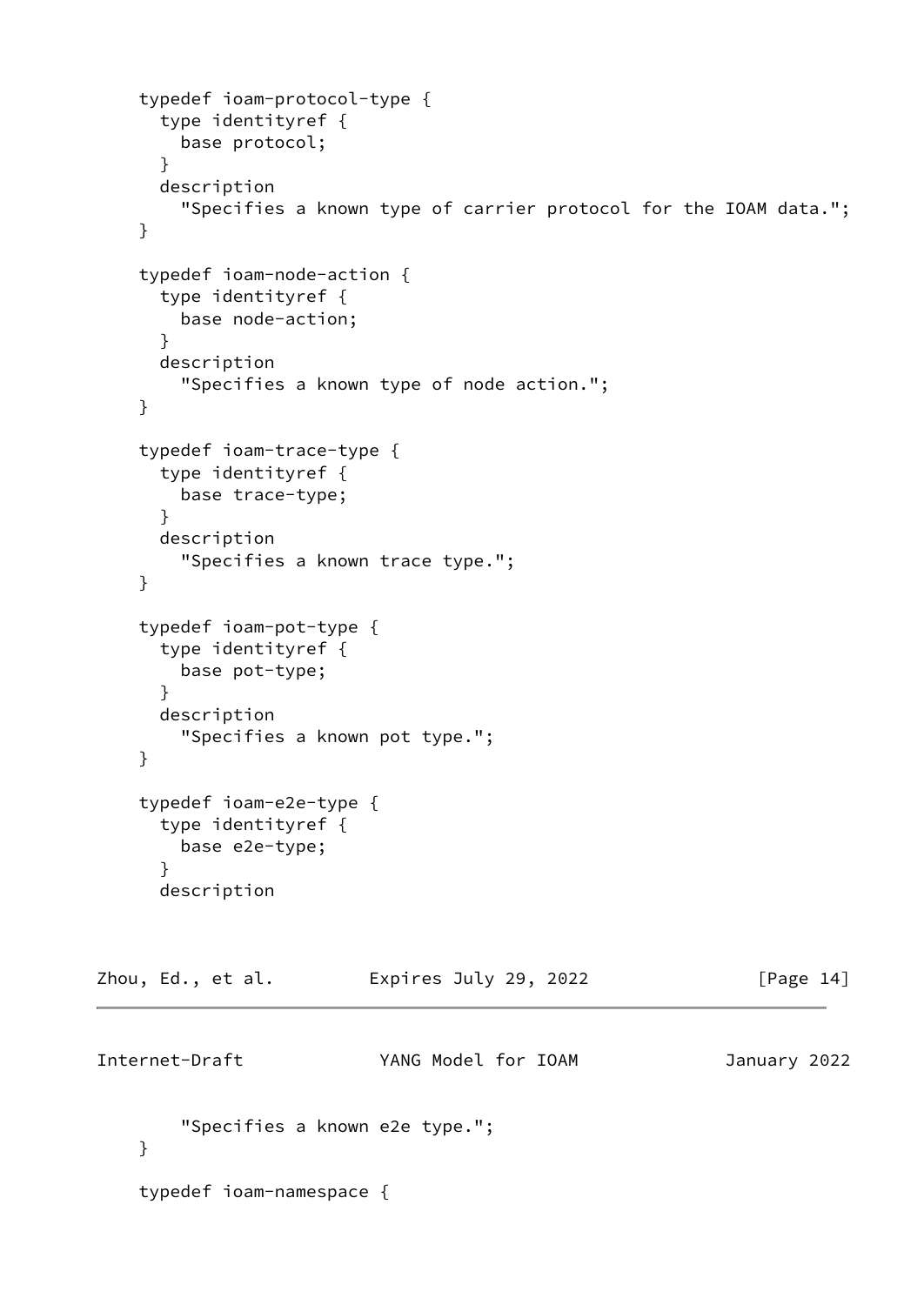```
    typedef ioam-protocol-type {
      type identityref {
        base protocol;
      }
      description
        "Specifies a known type of carrier protocol for the IOAM data.";
    }

    typedef ioam-node-action {
      type identityref {
        base node-action;
      }
      description
        "Specifies a known type of node action.";
    }

    typedef ioam-trace-type {
      type identityref {
        base trace-type;
      }
      description
        "Specifies a known trace type.";
    }

    typedef ioam-pot-type {
      type identityref {
        base pot-type;
      }
      description
        "Specifies a known pot type.";
    }

    typedef ioam-e2e-type {
      type identityref {
        base e2e-type;
      }
      description
        "Specifies a known e2e type.";
    }

    typedef ioam-namespace {
```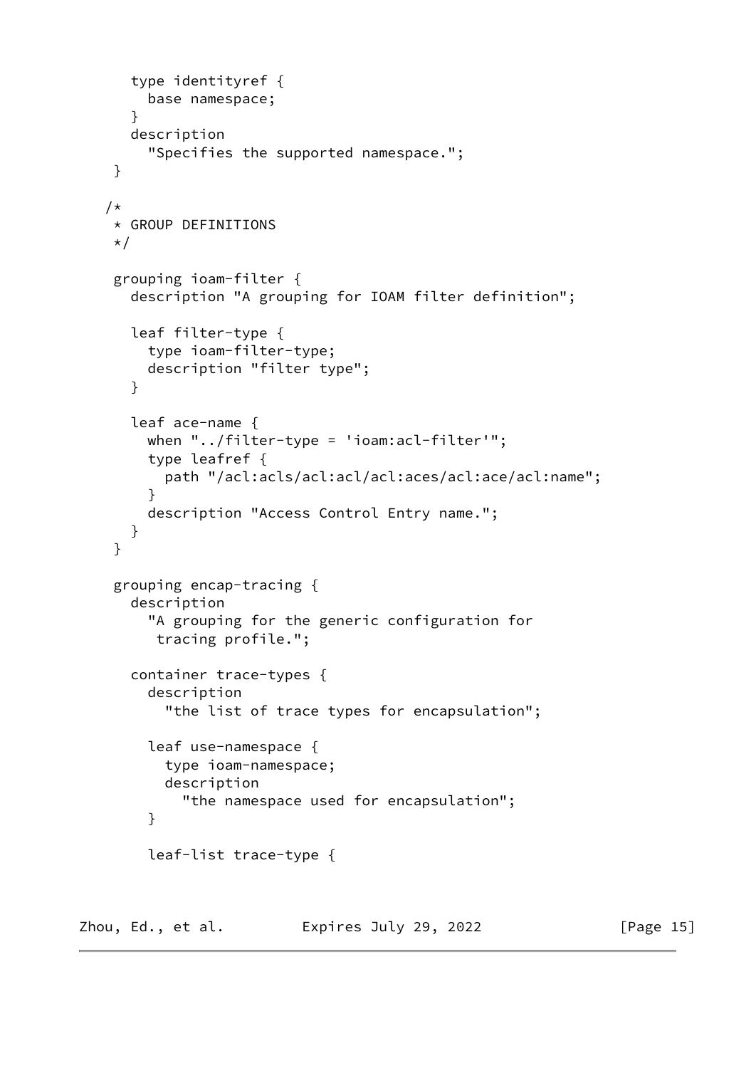```
       type identityref {
         base namespace;
       }
       description
         "Specifies the supported namespace.";
     }

    /*
     * GROUP DEFINITIONS
     */

     grouping ioam-filter {
       description "A grouping for IOAM filter definition";

       leaf filter-type {
         type ioam-filter-type;
         description "filter type";
       }

       leaf ace-name {
         when "../filter-type = 'ioam:acl-filter'";
         type leafref {
           path "/acl:acls/acl:acl/acl:aces/acl:ace/acl:name";
         }
         description "Access Control Entry name.";
       }
     }

     grouping encap-tracing {
       description
         "A grouping for the generic configuration for
          tracing profile.";

       container trace-types {
         description
           "the list of trace types for encapsulation";

         leaf use-namespace {
           type ioam-namespace;
           description
             "the namespace used for encapsulation";
         }

         leaf-list trace-type {
```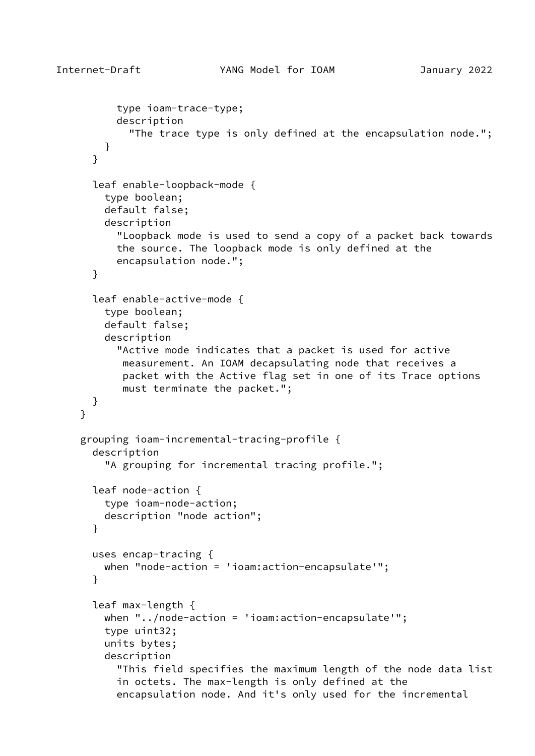```
          type ioam-trace-type;
          description
            "The trace type is only defined at the encapsulation node.";
        }
      }

      leaf enable-loopback-mode {
        type boolean;
        default false;
        description
          "Loopback mode is used to send a copy of a packet back towards
          the source. The loopback mode is only defined at the
          encapsulation node.";
      }

      leaf enable-active-mode {
        type boolean;
        default false;
        description
          "Active mode indicates that a packet is used for active
           measurement. An IOAM decapsulating node that receives a
           packet with the Active flag set in one of its Trace options
           must terminate the packet.";
      }
    }

    grouping ioam-incremental-tracing-profile {
      description
        "A grouping for incremental tracing profile.";

      leaf node-action {
        type ioam-node-action;
        description "node action";
      }

      uses encap-tracing {
        when "node-action = 'ioam:action-encapsulate'";
      }

      leaf max-length {
        when "../node-action = 'ioam:action-encapsulate'";
        type uint32;
        units bytes;
        description
          "This field specifies the maximum length of the node data list
          in octets. The max-length is only defined at the
          encapsulation node. And it's only used for the incremental
```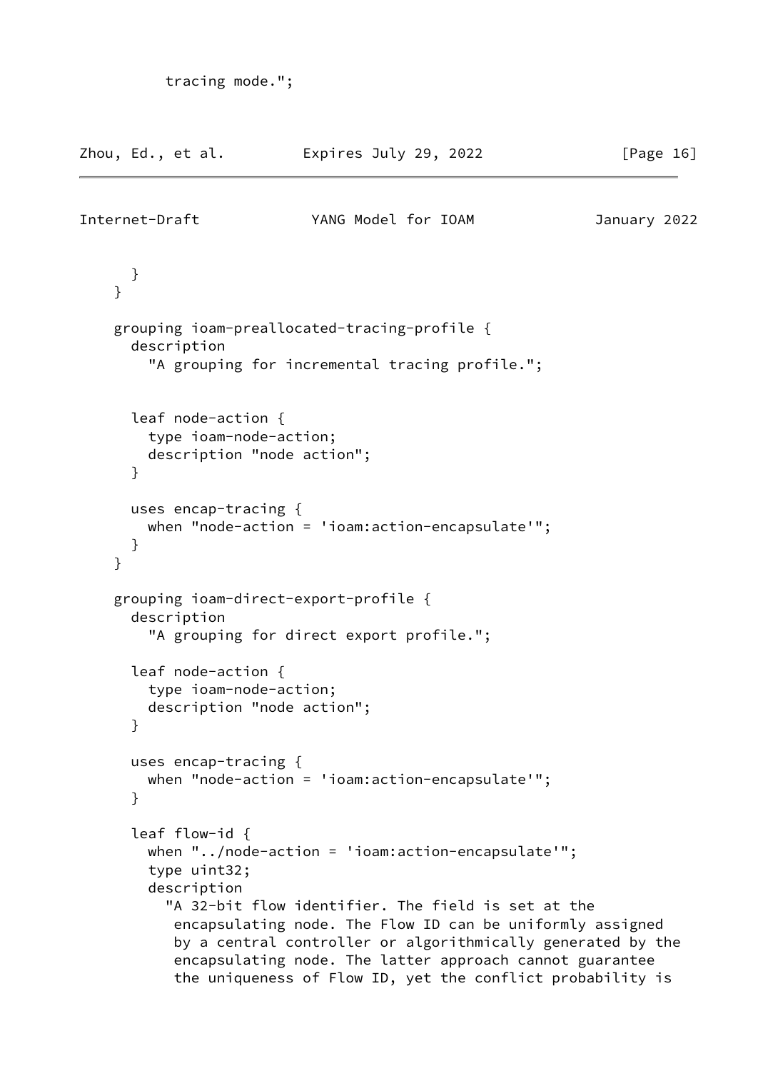```
         tracing mode.";
```

```
      }
    }

    grouping ioam-preallocated-tracing-profile {
      description
        "A grouping for incremental tracing profile.";


      leaf node-action {
        type ioam-node-action;
        description "node action";
      }

      uses encap-tracing {
        when "node-action = 'ioam:action-encapsulate'";
      }
    }

    grouping ioam-direct-export-profile {
      description
        "A grouping for direct export profile.";

      leaf node-action {
        type ioam-node-action;
        description "node action";
      }

      uses encap-tracing {
        when "node-action = 'ioam:action-encapsulate'";
      }

      leaf flow-id {
        when "../node-action = 'ioam:action-encapsulate'";
        type uint32;
        description
          "A 32-bit flow identifier. The field is set at the
           encapsulating node. The Flow ID can be uniformly assigned
           by a central controller or algorithmically generated by the
           encapsulating node. The latter approach cannot guarantee
           the uniqueness of Flow ID, yet the conflict probability is
```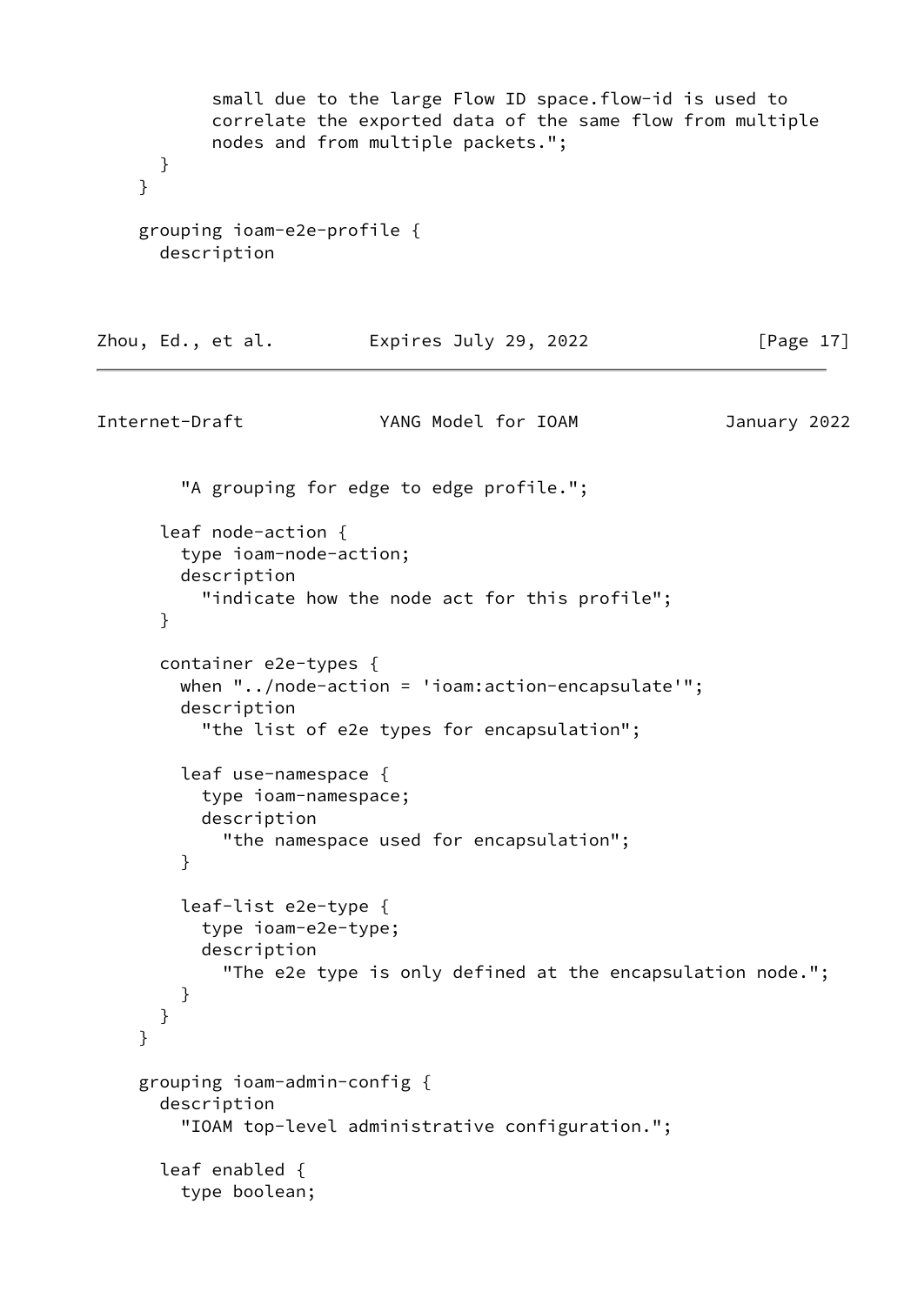```
          small due to the large Flow ID space.flow-id is used to
          correlate the exported data of the same flow from multiple
          nodes and from multiple packets.";
      }
    }

    grouping ioam-e2e-profile {
      description
        "A grouping for edge to edge profile.";

      leaf node-action {
        type ioam-node-action;
        description
          "indicate how the node act for this profile";
      }

      container e2e-types {
        when "../node-action = 'ioam:action-encapsulate'";
        description
          "the list of e2e types for encapsulation";

        leaf use-namespace {
          type ioam-namespace;
          description
            "the namespace used for encapsulation";
        }

        leaf-list e2e-type {
          type ioam-e2e-type;
          description
            "The e2e type is only defined at the encapsulation node.";
        }
      }
    }

    grouping ioam-admin-config {
      description
        "IOAM top-level administrative configuration.";

      leaf enabled {
        type boolean;
```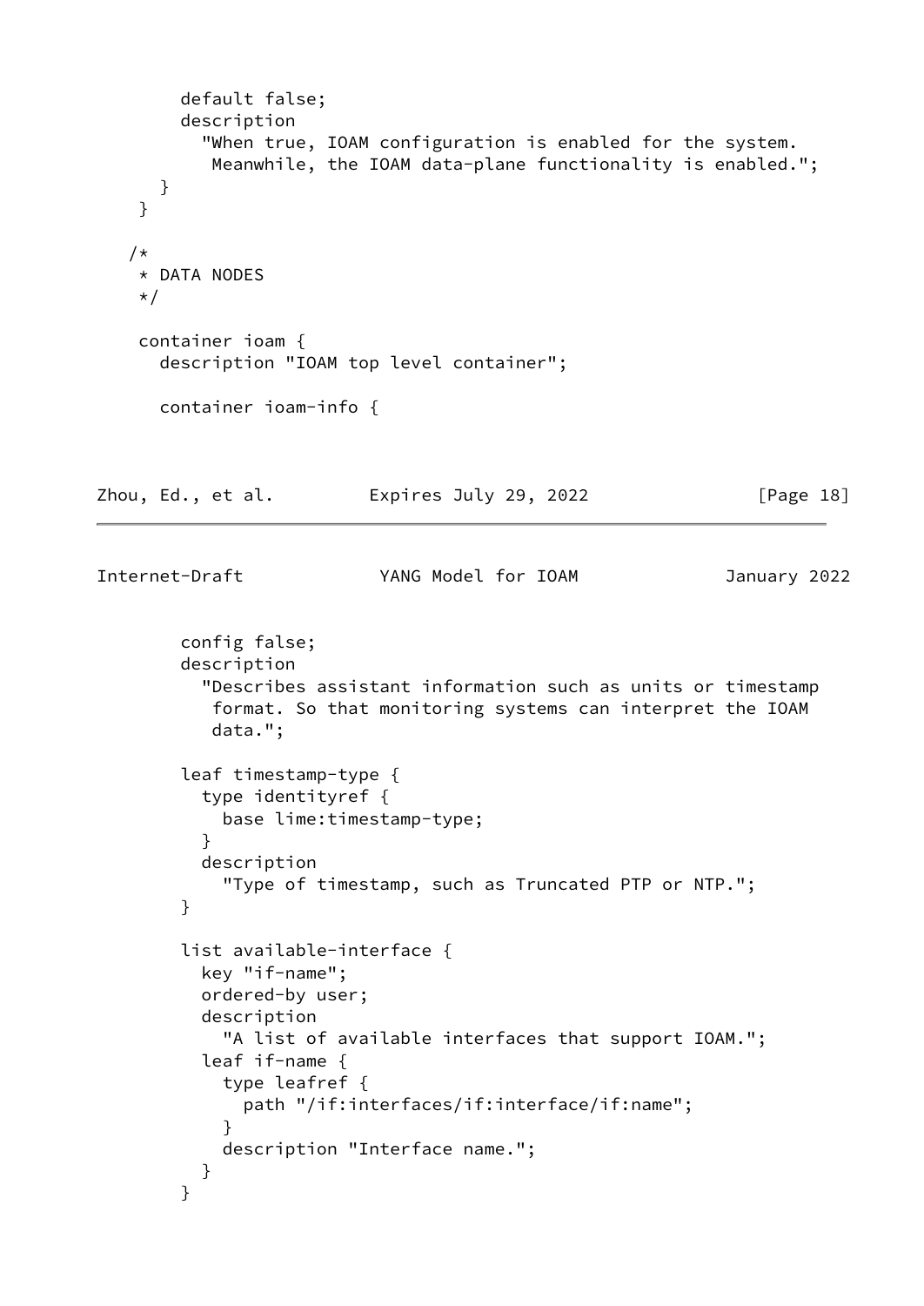```
        default false;
        description
          "When true, IOAM configuration is enabled for the system.
           Meanwhile, the IOAM data-plane functionality is enabled.";
      }
    }

   /*
    * DATA NODES
    */

    container ioam {
      description "IOAM top level container";

      container ioam-info {
```

```
        config false;
        description
          "Describes assistant information such as units or timestamp
           format. So that monitoring systems can interpret the IOAM
           data.";

        leaf timestamp-type {
          type identityref {
            base lime:timestamp-type;
          }
          description
            "Type of timestamp, such as Truncated PTP or NTP.";
        }

        list available-interface {
          key "if-name";
          ordered-by user;
          description
            "A list of available interfaces that support IOAM.";
          leaf if-name {
            type leafref {
              path "/if:interfaces/if:interface/if:name";
            }
            description "Interface name.";
          }
        }
```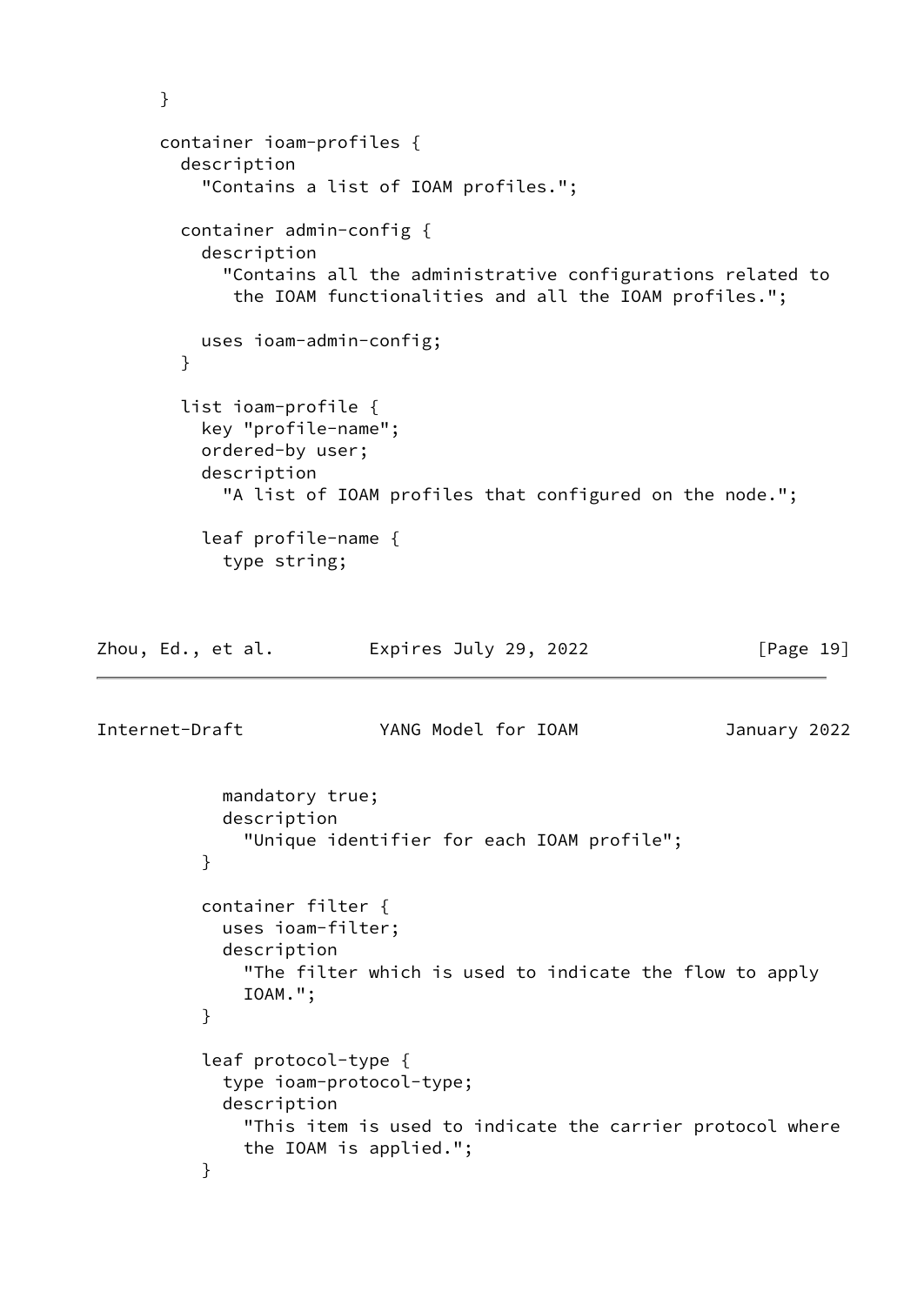```
      }

      container ioam-profiles {
        description
          "Contains a list of IOAM profiles.";

        container admin-config {
          description
            "Contains all the administrative configurations related to
             the IOAM functionalities and all the IOAM profiles.";

          uses ioam-admin-config;
        }

        list ioam-profile {
          key "profile-name";
          ordered-by user;
          description
            "A list of IOAM profiles that configured on the node.";

          leaf profile-name {
            type string;
            mandatory true;
            description
              "Unique identifier for each IOAM profile";
          }

          container filter {
            uses ioam-filter;
            description
              "The filter which is used to indicate the flow to apply
              IOAM.";
          }

          leaf protocol-type {
            type ioam-protocol-type;
            description
              "This item is used to indicate the carrier protocol where
              the IOAM is applied.";
          }
```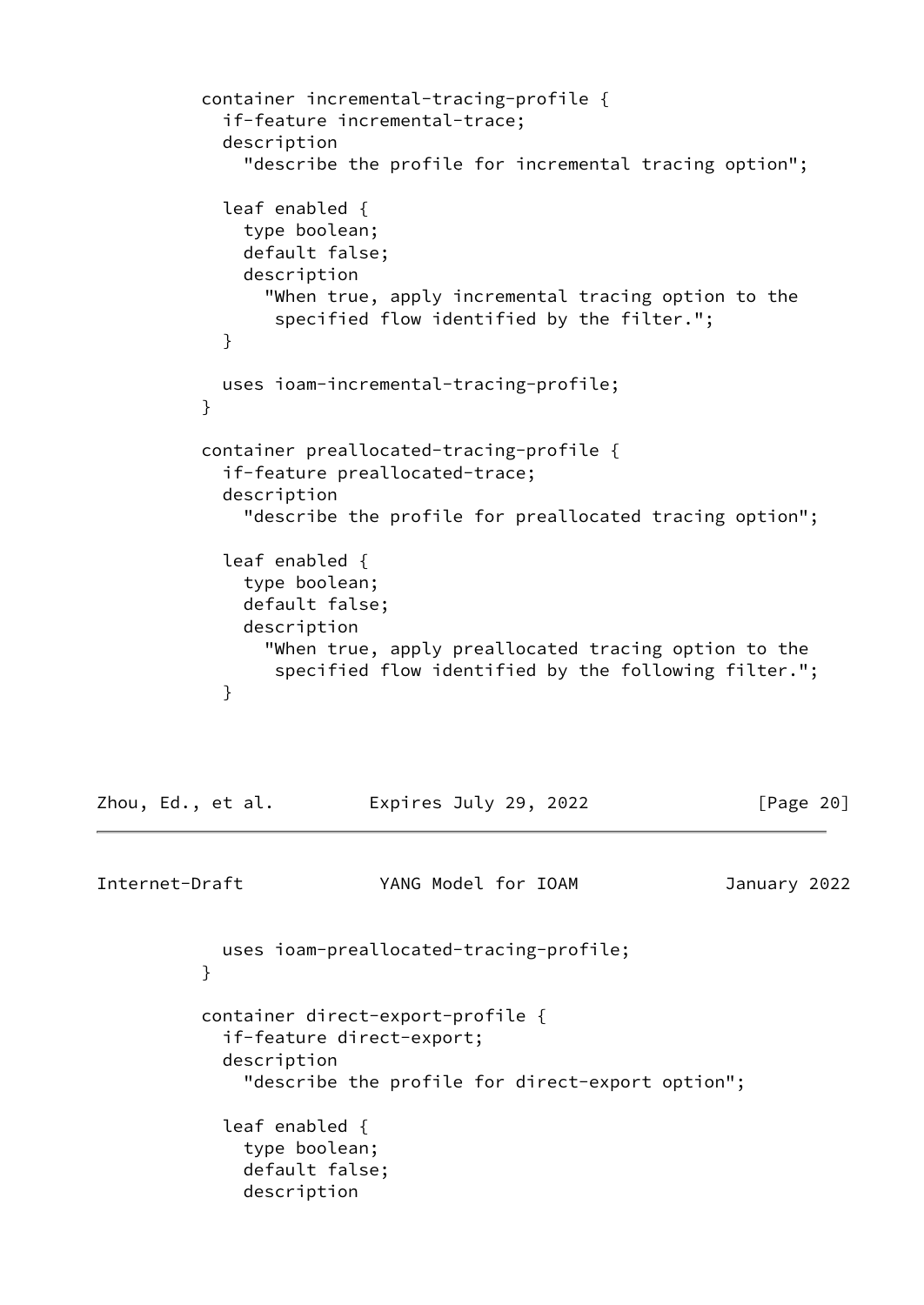```
          container incremental-tracing-profile {
            if-feature incremental-trace;
            description
              "describe the profile for incremental tracing option";

            leaf enabled {
              type boolean;
              default false;
              description
                "When true, apply incremental tracing option to the
                 specified flow identified by the filter.";
            }

            uses ioam-incremental-tracing-profile;
          }

          container preallocated-tracing-profile {
            if-feature preallocated-trace;
            description
              "describe the profile for preallocated tracing option";

            leaf enabled {
              type boolean;
              default false;
              description
                "When true, apply preallocated tracing option to the
                 specified flow identified by the following filter.";
            }

            uses ioam-preallocated-tracing-profile;
          }

          container direct-export-profile {
            if-feature direct-export;
            description
              "describe the profile for direct-export option";

            leaf enabled {
              type boolean;
              default false;
              description
```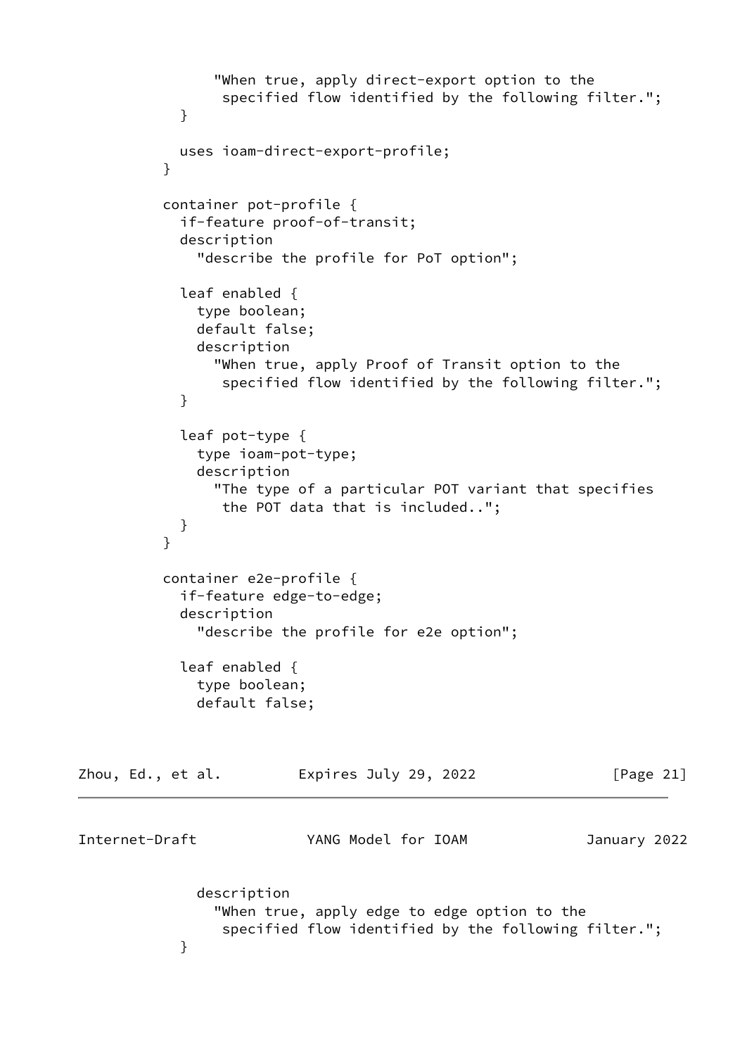```
              "When true, apply direct-export option to the
               specified flow identified by the following filter.";
          }

          uses ioam-direct-export-profile;
        }

        container pot-profile {
          if-feature proof-of-transit;
          description
            "describe the profile for PoT option";

          leaf enabled {
            type boolean;
            default false;
            description
              "When true, apply Proof of Transit option to the
               specified flow identified by the following filter.";
          }

          leaf pot-type {
            type ioam-pot-type;
            description
              "The type of a particular POT variant that specifies
               the POT data that is included..";
          }
        }

        container e2e-profile {
          if-feature edge-to-edge;
          description
            "describe the profile for e2e option";

          leaf enabled {
            type boolean;
            default false;
            description
              "When true, apply edge to edge option to the
               specified flow identified by the following filter.";
          }
```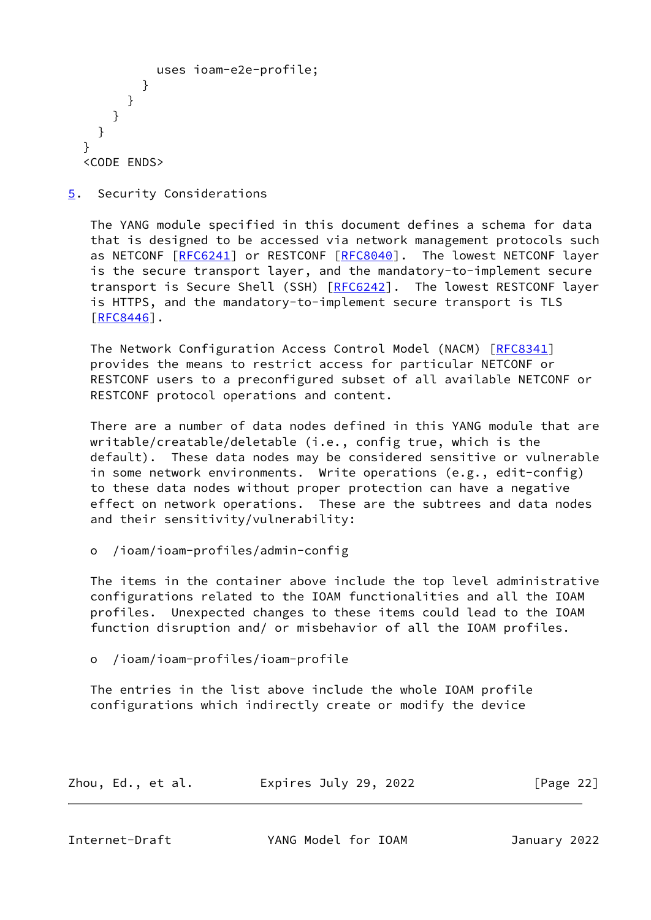```
          uses ioam-e2e-profile;
        }
      }
    }
  }
}
<CODE ENDS>
```

## 5. Security Considerations

The YANG module specified in this document defines a schema for data that is designed to be accessed via network management protocols such as NETCONF [RFC6241] or RESTCONF [RFC8040]. The lowest NETCONF layer is the secure transport layer, and the mandatory-to-implement secure transport is Secure Shell (SSH) [RFC6242]. The lowest RESTCONF layer is HTTPS, and the mandatory-to-implement secure transport is TLS [RFC8446].

The Network Configuration Access Control Model (NACM) [RFC8341] provides the means to restrict access for particular NETCONF or RESTCONF users to a preconfigured subset of all available NETCONF or RESTCONF protocol operations and content.

There are a number of data nodes defined in this YANG module that are writable/creatable/deletable (i.e., config true, which is the default). These data nodes may be considered sensitive or vulnerable in some network environments. Write operations (e.g., edit-config) to these data nodes without proper protection can have a negative effect on network operations. These are the subtrees and data nodes and their sensitivity/vulnerability:

- /ioam/ioam-profiles/admin-config

The items in the container above include the top level administrative configurations related to the IOAM functionalities and all the IOAM profiles. Unexpected changes to these items could lead to the IOAM function disruption and/ or misbehavior of all the IOAM profiles.

- /ioam/ioam-profiles/ioam-profile

The entries in the list above include the whole IOAM profile configurations which indirectly create or modify the device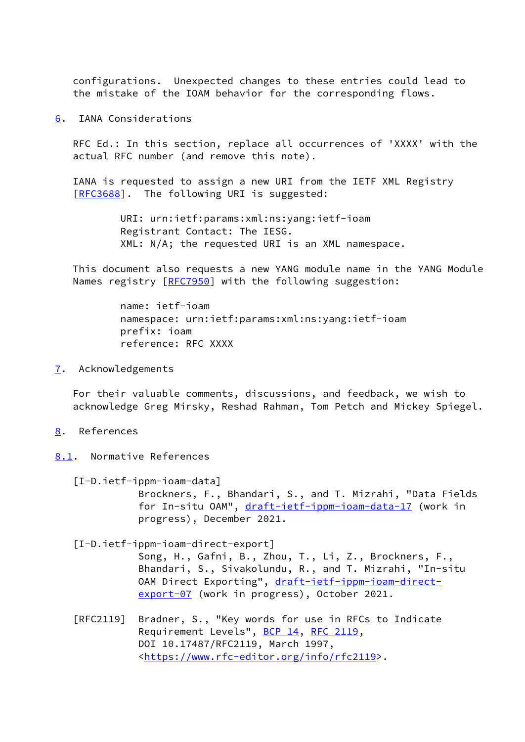configurations. Unexpected changes to these entries could lead to the mistake of the IOAM behavior for the corresponding flows.

## 6. IANA Considerations

RFC Ed.: In this section, replace all occurrences of 'XXXX' with the actual RFC number (and remove this note).

IANA is requested to assign a new URI from the IETF XML Registry [RFC3688]. The following URI is suggested:

```
URI: urn:ietf:params:xml:ns:yang:ietf-ioam
Registrant Contact: The IESG.
XML: N/A; the requested URI is an XML namespace.
```

This document also requests a new YANG module name in the YANG Module Names registry [RFC7950] with the following suggestion:

```
name: ietf-ioam
namespace: urn:ietf:params:xml:ns:yang:ietf-ioam
prefix: ioam
reference: RFC XXXX
```

## 7. Acknowledgements

For their valuable comments, discussions, and feedback, we wish to acknowledge Greg Mirsky, Reshad Rahman, Tom Petch and Mickey Spiegel.

## 8. References

### 8.1. Normative References

[I-D.ietf-ippm-ioam-data]
Brockners, F., Bhandari, S., and T. Mizrahi, "Data Fields for In-situ OAM", draft-ietf-ippm-ioam-data-17 (work in progress), December 2021.

[I-D.ietf-ippm-ioam-direct-export]
Song, H., Gafni, B., Zhou, T., Li, Z., Brockners, F., Bhandari, S., Sivakolundu, R., and T. Mizrahi, "In-situ OAM Direct Exporting", draft-ietf-ippm-ioam-direct-export-07 (work in progress), October 2021.

[RFC2119] Bradner, S., "Key words for use in RFCs to Indicate Requirement Levels", BCP 14, RFC 2119, DOI 10.17487/RFC2119, March 1997, <https://www.rfc-editor.org/info/rfc2119>.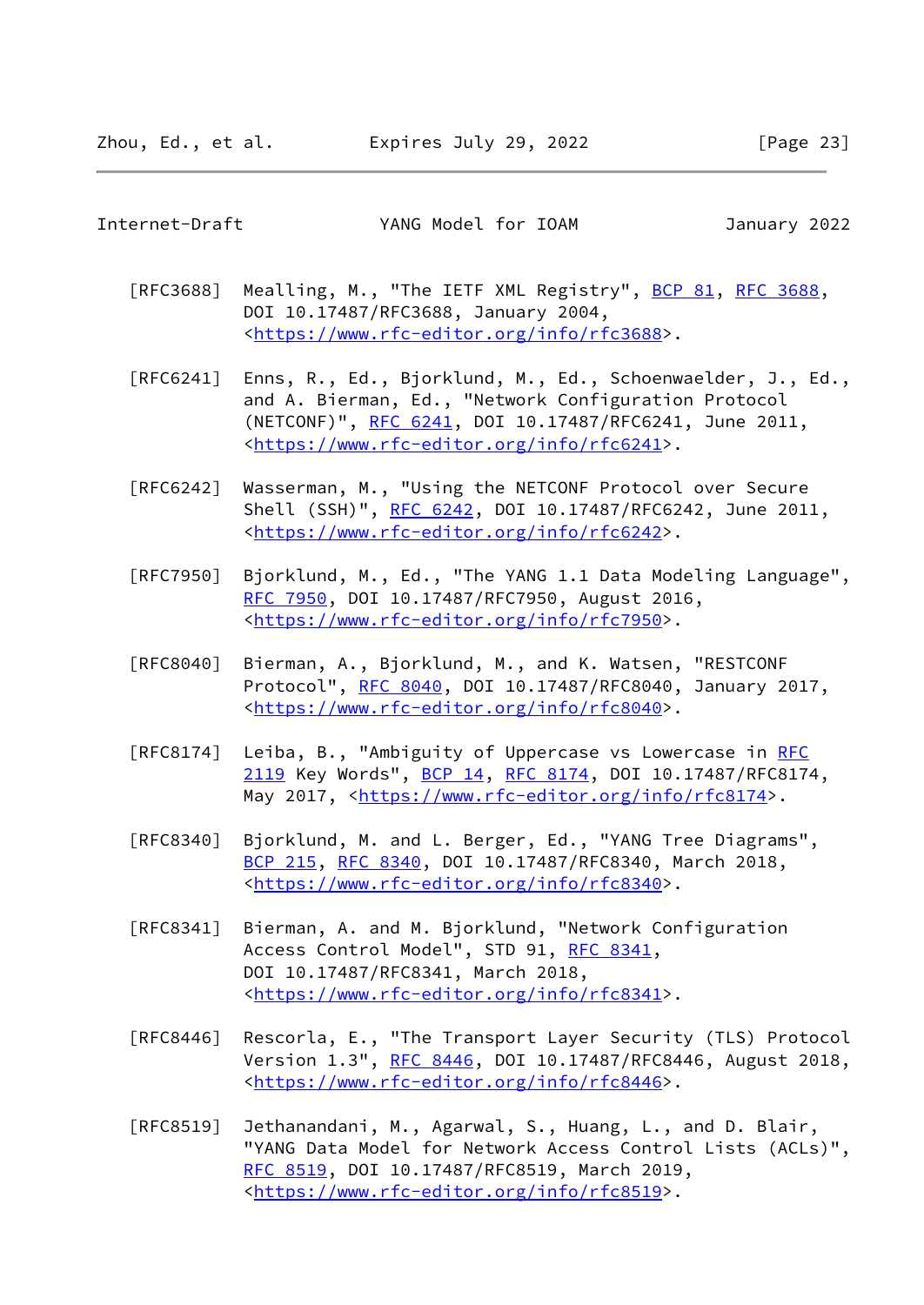[RFC3688] Mealling, M., "The IETF XML Registry", BCP 81, RFC 3688, DOI 10.17487/RFC3688, January 2004, <https://www.rfc-editor.org/info/rfc3688>.

[RFC6241] Enns, R., Ed., Bjorklund, M., Ed., Schoenwaelder, J., Ed., and A. Bierman, Ed., "Network Configuration Protocol (NETCONF)", RFC 6241, DOI 10.17487/RFC6241, June 2011, <https://www.rfc-editor.org/info/rfc6241>.

[RFC6242] Wasserman, M., "Using the NETCONF Protocol over Secure Shell (SSH)", RFC 6242, DOI 10.17487/RFC6242, June 2011, <https://www.rfc-editor.org/info/rfc6242>.

[RFC7950] Bjorklund, M., Ed., "The YANG 1.1 Data Modeling Language", RFC 7950, DOI 10.17487/RFC7950, August 2016, <https://www.rfc-editor.org/info/rfc7950>.

[RFC8040] Bierman, A., Bjorklund, M., and K. Watsen, "RESTCONF Protocol", RFC 8040, DOI 10.17487/RFC8040, January 2017, <https://www.rfc-editor.org/info/rfc8040>.

[RFC8174] Leiba, B., "Ambiguity of Uppercase vs Lowercase in RFC 2119 Key Words", BCP 14, RFC 8174, DOI 10.17487/RFC8174, May 2017, <https://www.rfc-editor.org/info/rfc8174>.

[RFC8340] Bjorklund, M. and L. Berger, Ed., "YANG Tree Diagrams", BCP 215, RFC 8340, DOI 10.17487/RFC8340, March 2018, <https://www.rfc-editor.org/info/rfc8340>.

[RFC8341] Bierman, A. and M. Bjorklund, "Network Configuration Access Control Model", STD 91, RFC 8341, DOI 10.17487/RFC8341, March 2018, <https://www.rfc-editor.org/info/rfc8341>.

[RFC8446] Rescorla, E., "The Transport Layer Security (TLS) Protocol Version 1.3", RFC 8446, DOI 10.17487/RFC8446, August 2018, <https://www.rfc-editor.org/info/rfc8446>.

[RFC8519] Jethanandani, M., Agarwal, S., Huang, L., and D. Blair, "YANG Data Model for Network Access Control Lists (ACLs)", RFC 8519, DOI 10.17487/RFC8519, March 2019, <https://www.rfc-editor.org/info/rfc8519>.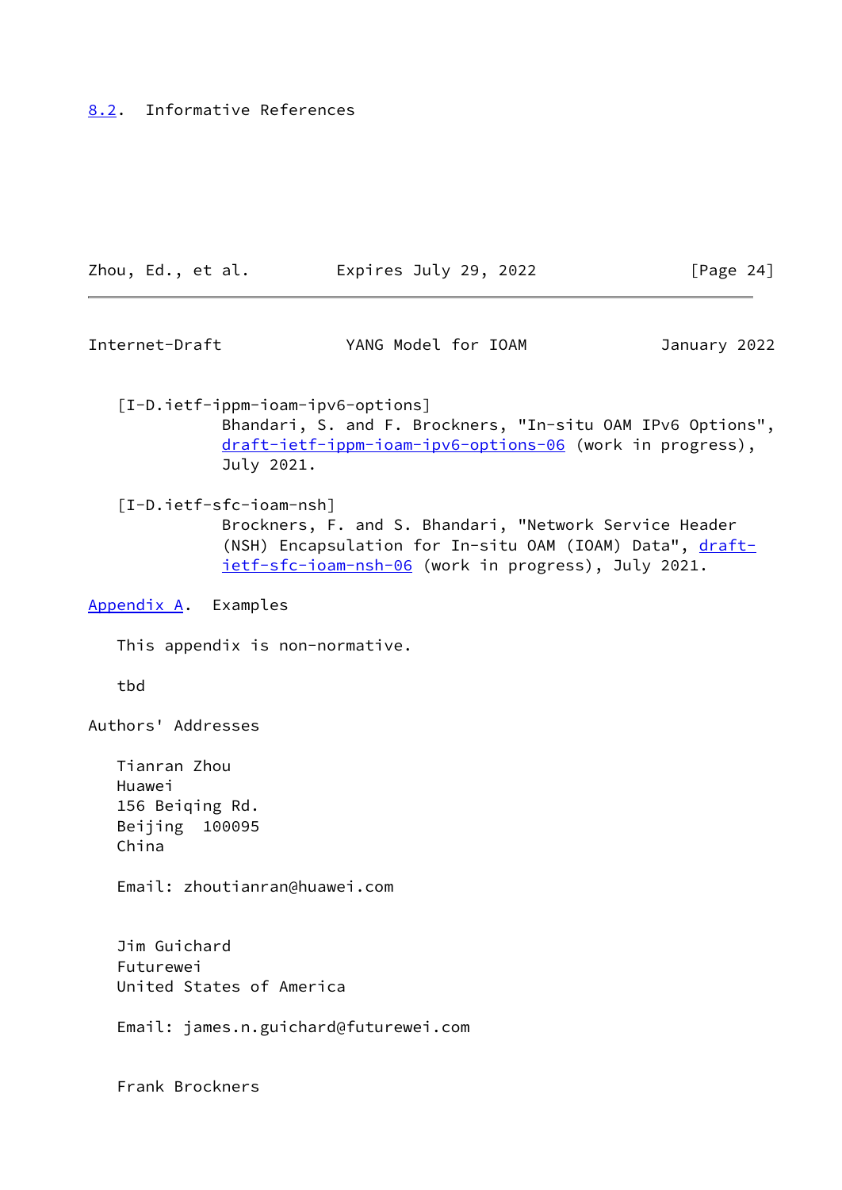## 8.2. Informative References

[I-D.ietf-ippm-ioam-ipv6-options]
Bhandari, S. and F. Brockners, "In-situ OAM IPv6 Options", draft-ietf-ippm-ioam-ipv6-options-06 (work in progress), July 2021.

[I-D.ietf-sfc-ioam-nsh]
Brockners, F. and S. Bhandari, "Network Service Header (NSH) Encapsulation for In-situ OAM (IOAM) Data", draft-ietf-sfc-ioam-nsh-06 (work in progress), July 2021.

# Appendix A. Examples

This appendix is non-normative.

tbd

# Authors' Addresses

Tianran Zhou
Huawei
156 Beiqing Rd.
Beijing 100095
China

Email: zhoutianran@huawei.com

Jim Guichard
Futurewei
United States of America

Email: james.n.guichard@futurewei.com

Frank Brockners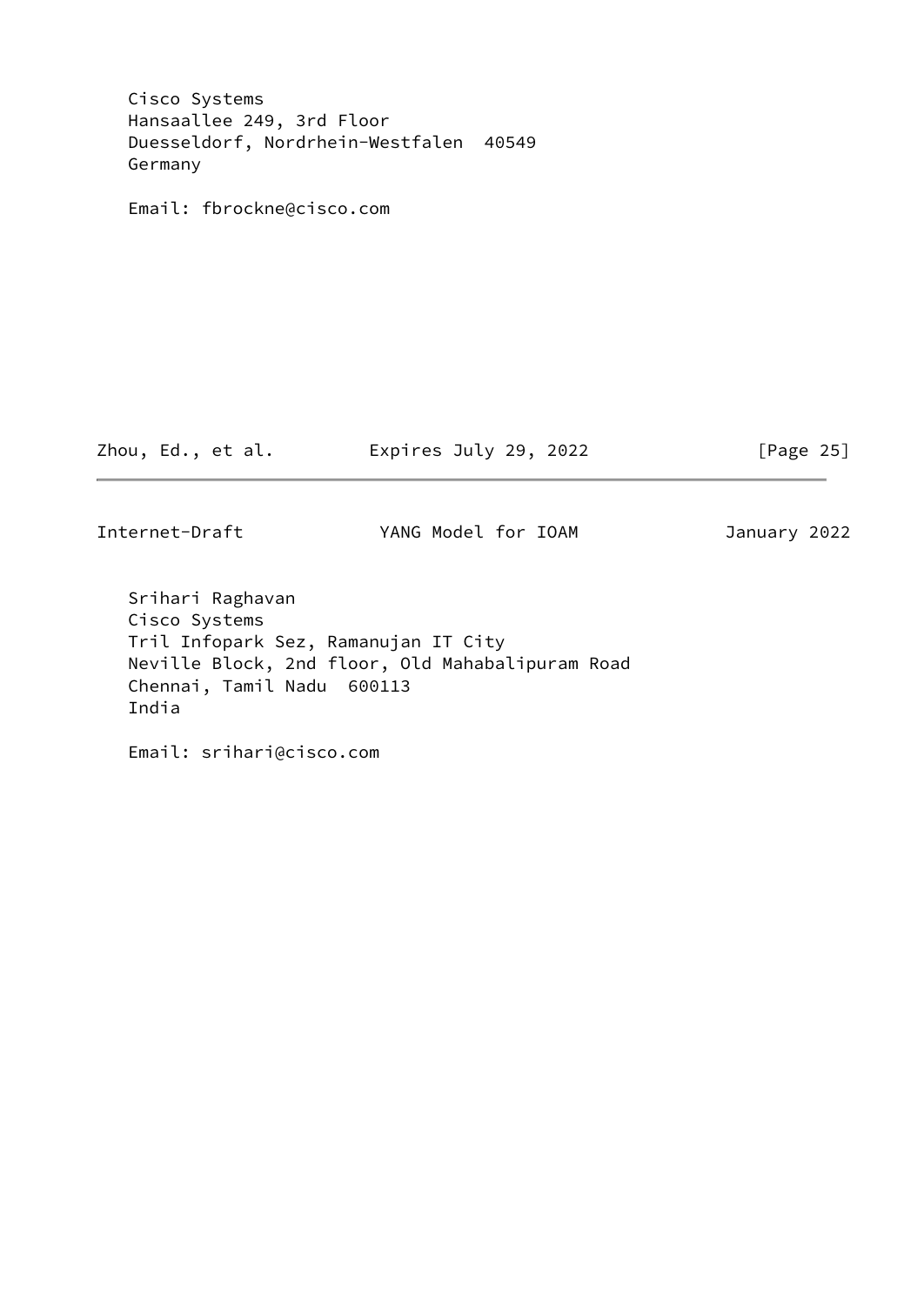Cisco Systems
Hansaallee 249, 3rd Floor
Duesseldorf, Nordrhein-Westfalen  40549
Germany

Email: fbrockne@cisco.com

Srihari Raghavan
Cisco Systems
Tril Infopark Sez, Ramanujan IT City
Neville Block, 2nd floor, Old Mahabalipuram Road
Chennai, Tamil Nadu  600113
India

Email: srihari@cisco.com